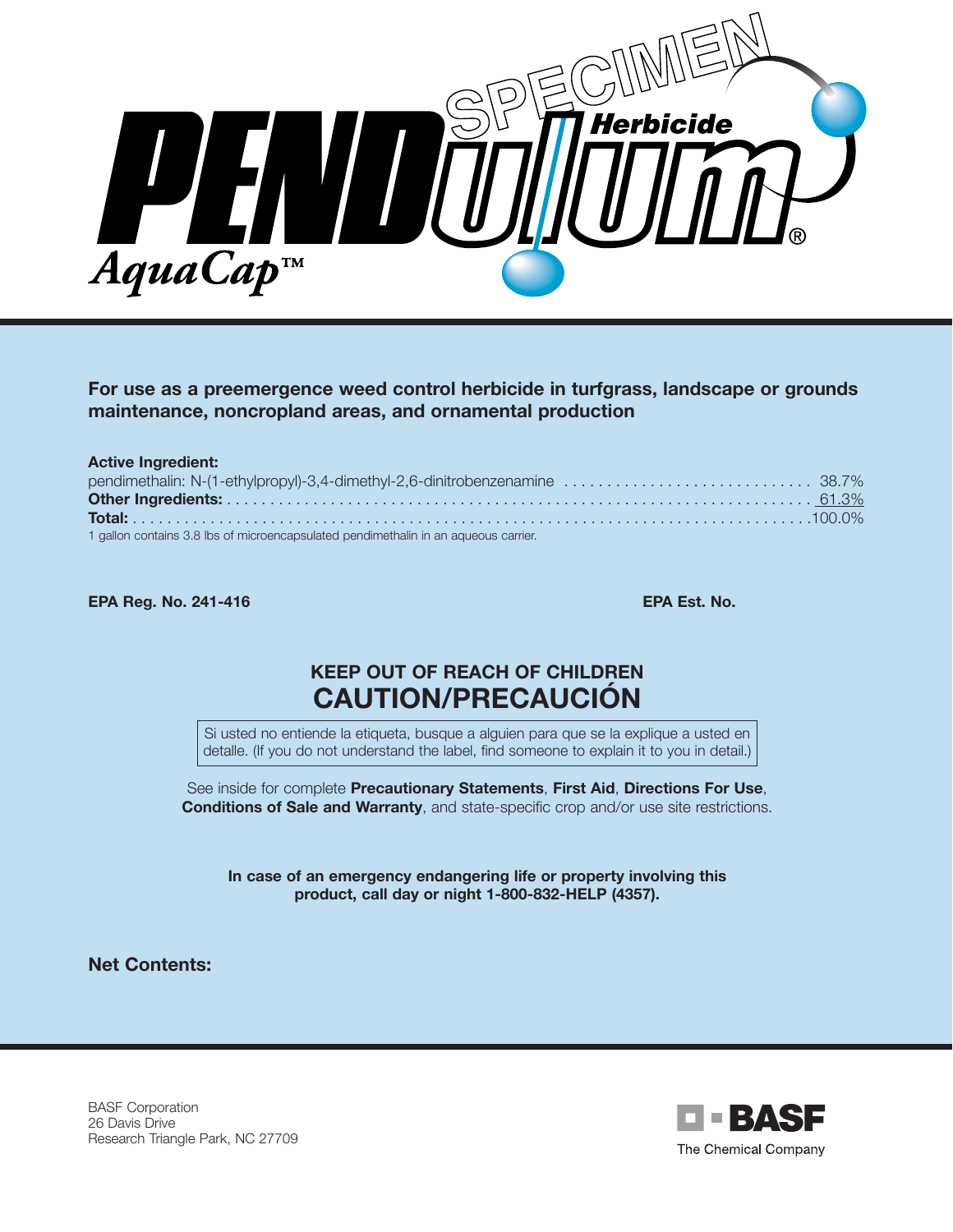# PENDulum® AquaCap™ Herbicide

SPECIMEN

**For use as a preemergence weed control herbicide in turfgrass, landscape or grounds maintenance, noncropland areas, and ornamental production**

**Active Ingredient:**

| | |
|---|---|
| pendimethalin: N-(1-ethylpropyl)-3,4-dimethyl-2,6-dinitrobenzenamine | 38.7% |
| **Other Ingredients:** | 61.3% |
| **Total:** | 100.0% |

1 gallon contains 3.8 lbs of microencapsulated pendimethalin in an aqueous carrier.

**EPA Reg. No. 241-416** **EPA Est. No.**

## KEEP OUT OF REACH OF CHILDREN
## CAUTION/PRECAUCIÓN

Si usted no entiende la etiqueta, busque a alguien para que se la explique a usted en detalle. (If you do not understand the label, find someone to explain it to you in detail.)

See inside for complete **Precautionary Statements**, **First Aid**, **Directions For Use**, **Conditions of Sale and Warranty**, and state-specific crop and/or use site restrictions.

**In case of an emergency endangering life or property involving this product, call day or night 1-800-832-HELP (4357).**

**Net Contents:**

BASF Corporation
26 Davis Drive
Research Triangle Park, NC 27709

BASF
The Chemical Company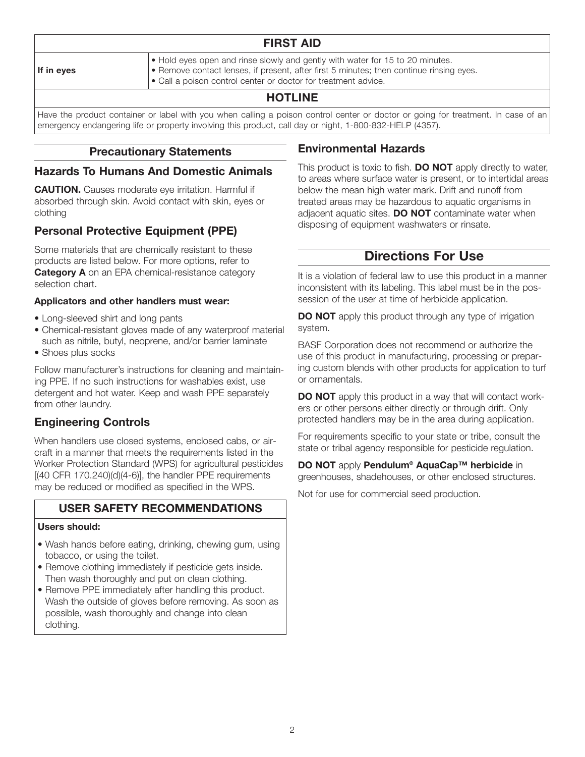| FIRST AID | |
|---|---|
| **If in eyes** | • Hold eyes open and rinse slowly and gently with water for 15 to 20 minutes.<br>• Remove contact lenses, if present, after first 5 minutes; then continue rinsing eyes.<br>• Call a poison control center or doctor for treatment advice. |
| **HOTLINE** | |
| Have the product container or label with you when calling a poison control center or doctor or going for treatment. In case of an emergency endangering life or property involving this product, call day or night, 1-800-832-HELP (4357). | |

## Precautionary Statements

### Hazards To Humans And Domestic Animals

**CAUTION.** Causes moderate eye irritation. Harmful if absorbed through skin. Avoid contact with skin, eyes or clothing

### Personal Protective Equipment (PPE)

Some materials that are chemically resistant to these products are listed below. For more options, refer to **Category A** on an EPA chemical-resistance category selection chart.

**Applicators and other handlers must wear:**

- Long-sleeved shirt and long pants
- Chemical-resistant gloves made of any waterproof material such as nitrile, butyl, neoprene, and/or barrier laminate
- Shoes plus socks

Follow manufacturer's instructions for cleaning and maintaining PPE. If no such instructions for washables exist, use detergent and hot water. Keep and wash PPE separately from other laundry.

### Engineering Controls

When handlers use closed systems, enclosed cabs, or aircraft in a manner that meets the requirements listed in the Worker Protection Standard (WPS) for agricultural pesticides [(40 CFR 170.240)(d)(4-6)], the handler PPE requirements may be reduced or modified as specified in the WPS.

### USER SAFETY RECOMMENDATIONS

**Users should:**

- Wash hands before eating, drinking, chewing gum, using tobacco, or using the toilet.
- Remove clothing immediately if pesticide gets inside. Then wash thoroughly and put on clean clothing.
- Remove PPE immediately after handling this product. Wash the outside of gloves before removing. As soon as possible, wash thoroughly and change into clean clothing.

### Environmental Hazards

This product is toxic to fish. **DO NOT** apply directly to water, to areas where surface water is present, or to intertidal areas below the mean high water mark. Drift and runoff from treated areas may be hazardous to aquatic organisms in adjacent aquatic sites. **DO NOT** contaminate water when disposing of equipment washwaters or rinsate.

## Directions For Use

It is a violation of federal law to use this product in a manner inconsistent with its labeling. This label must be in the possession of the user at time of herbicide application.

**DO NOT** apply this product through any type of irrigation system.

BASF Corporation does not recommend or authorize the use of this product in manufacturing, processing or preparing custom blends with other products for application to turf or ornamentals.

**DO NOT** apply this product in a way that will contact workers or other persons either directly or through drift. Only protected handlers may be in the area during application.

For requirements specific to your state or tribe, consult the state or tribal agency responsible for pesticide regulation.

**DO NOT** apply **Pendulum® AquaCap™ herbicide** in greenhouses, shadehouses, or other enclosed structures.

Not for use for commercial seed production.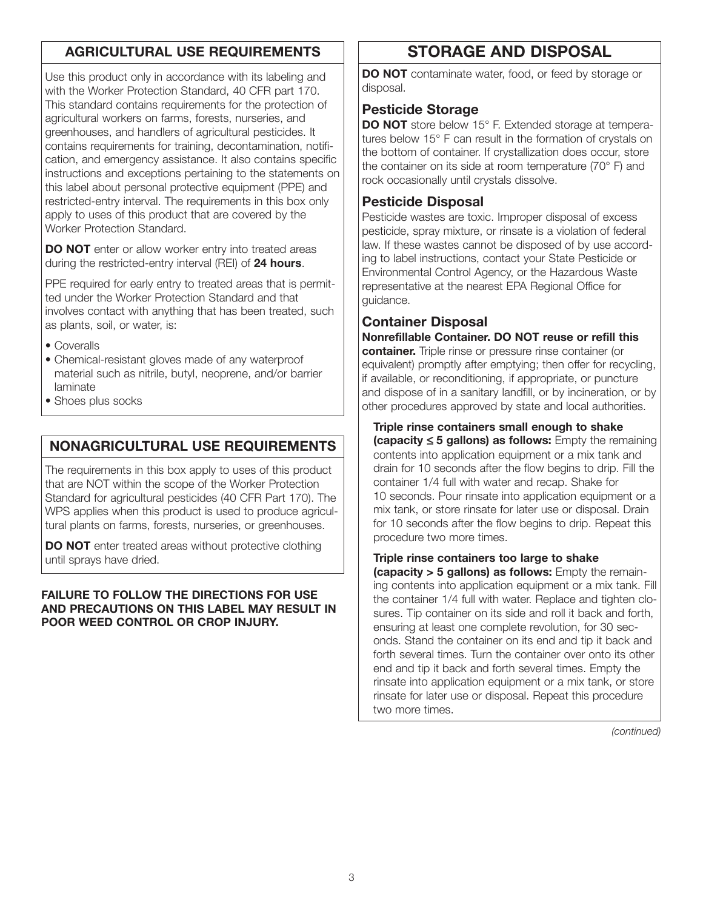## AGRICULTURAL USE REQUIREMENTS

Use this product only in accordance with its labeling and with the Worker Protection Standard, 40 CFR part 170. This standard contains requirements for the protection of agricultural workers on farms, forests, nurseries, and greenhouses, and handlers of agricultural pesticides. It contains requirements for training, decontamination, notification, and emergency assistance. It also contains specific instructions and exceptions pertaining to the statements on this label about personal protective equipment (PPE) and restricted-entry interval. The requirements in this box only apply to uses of this product that are covered by the Worker Protection Standard.

**DO NOT** enter or allow worker entry into treated areas during the restricted-entry interval (REI) of **24 hours**.

PPE required for early entry to treated areas that is permitted under the Worker Protection Standard and that involves contact with anything that has been treated, such as plants, soil, or water, is:

- Coveralls
- Chemical-resistant gloves made of any waterproof material such as nitrile, butyl, neoprene, and/or barrier laminate
- Shoes plus socks

## NONAGRICULTURAL USE REQUIREMENTS

The requirements in this box apply to uses of this product that are NOT within the scope of the Worker Protection Standard for agricultural pesticides (40 CFR Part 170). The WPS applies when this product is used to produce agricultural plants on farms, forests, nurseries, or greenhouses.

**DO NOT** enter treated areas without protective clothing until sprays have dried.

**FAILURE TO FOLLOW THE DIRECTIONS FOR USE AND PRECAUTIONS ON THIS LABEL MAY RESULT IN POOR WEED CONTROL OR CROP INJURY.**

## STORAGE AND DISPOSAL

**DO NOT** contaminate water, food, or feed by storage or disposal.

### Pesticide Storage

**DO NOT** store below 15° F. Extended storage at temperatures below 15° F can result in the formation of crystals on the bottom of container. If crystallization does occur, store the container on its side at room temperature (70° F) and rock occasionally until crystals dissolve.

### Pesticide Disposal

Pesticide wastes are toxic. Improper disposal of excess pesticide, spray mixture, or rinsate is a violation of federal law. If these wastes cannot be disposed of by use according to label instructions, contact your State Pesticide or Environmental Control Agency, or the Hazardous Waste representative at the nearest EPA Regional Office for guidance.

### Container Disposal

**Nonrefillable Container. DO NOT reuse or refill this container.** Triple rinse or pressure rinse container (or equivalent) promptly after emptying; then offer for recycling, if available, or reconditioning, if appropriate, or puncture and dispose of in a sanitary landfill, or by incineration, or by other procedures approved by state and local authorities.

**Triple rinse containers small enough to shake (capacity ≤ 5 gallons) as follows:** Empty the remaining contents into application equipment or a mix tank and drain for 10 seconds after the flow begins to drip. Fill the container 1/4 full with water and recap. Shake for 10 seconds. Pour rinsate into application equipment or a mix tank, or store rinsate for later use or disposal. Drain for 10 seconds after the flow begins to drip. Repeat this procedure two more times.

**Triple rinse containers too large to shake (capacity > 5 gallons) as follows:** Empty the remaining contents into application equipment or a mix tank. Fill the container 1/4 full with water. Replace and tighten closures. Tip container on its side and roll it back and forth, ensuring at least one complete revolution, for 30 seconds. Stand the container on its end and tip it back and forth several times. Turn the container over onto its other end and tip it back and forth several times. Empty the rinsate into application equipment or a mix tank, or store rinsate for later use or disposal. Repeat this procedure two more times.

*(continued)*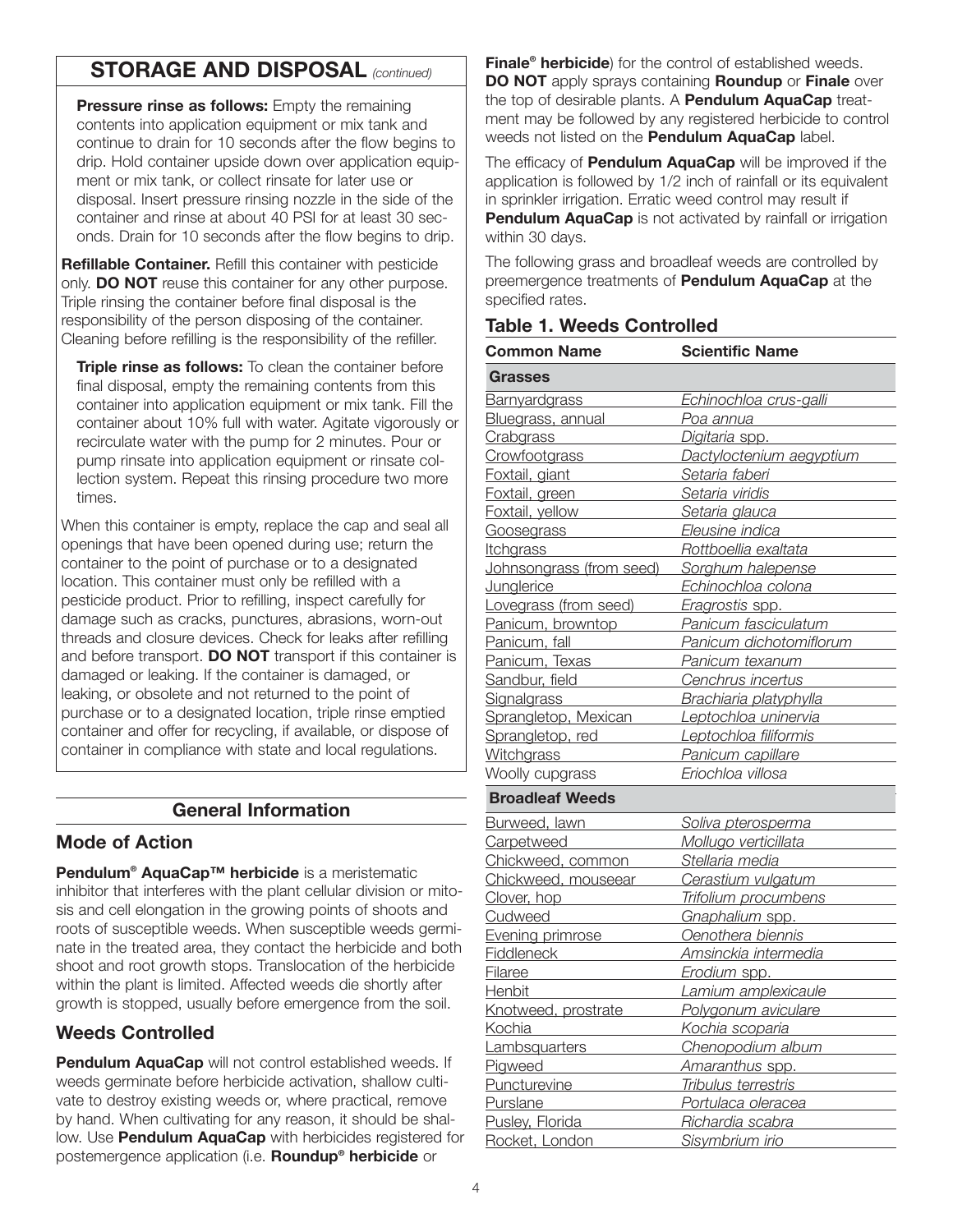## STORAGE AND DISPOSAL *(continued)*

**Pressure rinse as follows:** Empty the remaining contents into application equipment or mix tank and continue to drain for 10 seconds after the flow begins to drip. Hold container upside down over application equipment or mix tank, or collect rinsate for later use or disposal. Insert pressure rinsing nozzle in the side of the container and rinse at about 40 PSI for at least 30 seconds. Drain for 10 seconds after the flow begins to drip.

**Refillable Container.** Refill this container with pesticide only. **DO NOT** reuse this container for any other purpose. Triple rinsing the container before final disposal is the responsibility of the person disposing of the container. Cleaning before refilling is the responsibility of the refiller.

**Triple rinse as follows:** To clean the container before final disposal, empty the remaining contents from this container into application equipment or mix tank. Fill the container about 10% full with water. Agitate vigorously or recirculate water with the pump for 2 minutes. Pour or pump rinsate into application equipment or rinsate collection system. Repeat this rinsing procedure two more times.

When this container is empty, replace the cap and seal all openings that have been opened during use; return the container to the point of purchase or to a designated location. This container must only be refilled with a pesticide product. Prior to refilling, inspect carefully for damage such as cracks, punctures, abrasions, worn-out threads and closure devices. Check for leaks after refilling and before transport. **DO NOT** transport if this container is damaged or leaking. If the container is damaged, or leaking, or obsolete and not returned to the point of purchase or to a designated location, triple rinse emptied container and offer for recycling, if available, or dispose of container in compliance with state and local regulations.

## General Information

### Mode of Action

**Pendulum® AquaCap™ herbicide** is a meristematic inhibitor that interferes with the plant cellular division or mitosis and cell elongation in the growing points of shoots and roots of susceptible weeds. When susceptible weeds germinate in the treated area, they contact the herbicide and both shoot and root growth stops. Translocation of the herbicide within the plant is limited. Affected weeds die shortly after growth is stopped, usually before emergence from the soil.

### Weeds Controlled

**Pendulum AquaCap** will not control established weeds. If weeds germinate before herbicide activation, shallow cultivate to destroy existing weeds or, where practical, remove by hand. When cultivating for any reason, it should be shallow. Use **Pendulum AquaCap** with herbicides registered for postemergence application (i.e. **Roundup® herbicide** or **Finale® herbicide**) for the control of established weeds. **DO NOT** apply sprays containing **Roundup** or **Finale** over the top of desirable plants. A **Pendulum AquaCap** treatment may be followed by any registered herbicide to control weeds not listed on the **Pendulum AquaCap** label.

The efficacy of **Pendulum AquaCap** will be improved if the application is followed by 1/2 inch of rainfall or its equivalent in sprinkler irrigation. Erratic weed control may result if **Pendulum AquaCap** is not activated by rainfall or irrigation within 30 days.

The following grass and broadleaf weeds are controlled by preemergence treatments of **Pendulum AquaCap** at the specified rates.

### Table 1. Weeds Controlled

| Common Name | Scientific Name |
|---|---|
| **Grasses** | |
| Barnyardgrass | *Echinochloa crus-galli* |
| Bluegrass, annual | *Poa annua* |
| Crabgrass | *Digitaria* spp. |
| Crowfootgrass | *Dactyloctenium aegyptium* |
| Foxtail, giant | *Setaria faberi* |
| Foxtail, green | *Setaria viridis* |
| Foxtail, yellow | *Setaria glauca* |
| Goosegrass | *Eleusine indica* |
| Itchgrass | *Rottboellia exaltata* |
| Johnsongrass (from seed) | *Sorghum halepense* |
| Junglerice | *Echinochloa colona* |
| Lovegrass (from seed) | *Eragrostis* spp. |
| Panicum, browntop | *Panicum fasciculatum* |
| Panicum, fall | *Panicum dichotomiflorum* |
| Panicum, Texas | *Panicum texanum* |
| Sandbur, field | *Cenchrus incertus* |
| Signalgrass | *Brachiaria platyphylla* |
| Sprangletop, Mexican | *Leptochloa uninervia* |
| Sprangletop, red | *Leptochloa filiformis* |
| Witchgrass | *Panicum capillare* |
| Woolly cupgrass | *Eriochloa villosa* |
| **Broadleaf Weeds** | |
| Burweed, lawn | *Soliva pterosperma* |
| Carpetweed | *Mollugo verticillata* |
| Chickweed, common | *Stellaria media* |
| Chickweed, mouseear | *Cerastium vulgatum* |
| Clover, hop | *Trifolium procumbens* |
| Cudweed | *Gnaphalium* spp. |
| Evening primrose | *Oenothera biennis* |
| Fiddleneck | *Amsinckia intermedia* |
| Filaree | *Erodium* spp. |
| Henbit | *Lamium amplexicaule* |
| Knotweed, prostrate | *Polygonum aviculare* |
| Kochia | *Kochia scoparia* |
| Lambsquarters | *Chenopodium album* |
| Pigweed | *Amaranthus* spp. |
| Puncturevine | *Tribulus terrestris* |
| Purslane | *Portulaca oleracea* |
| Pusley, Florida | *Richardia scabra* |
| Rocket, London | *Sisymbrium irio* |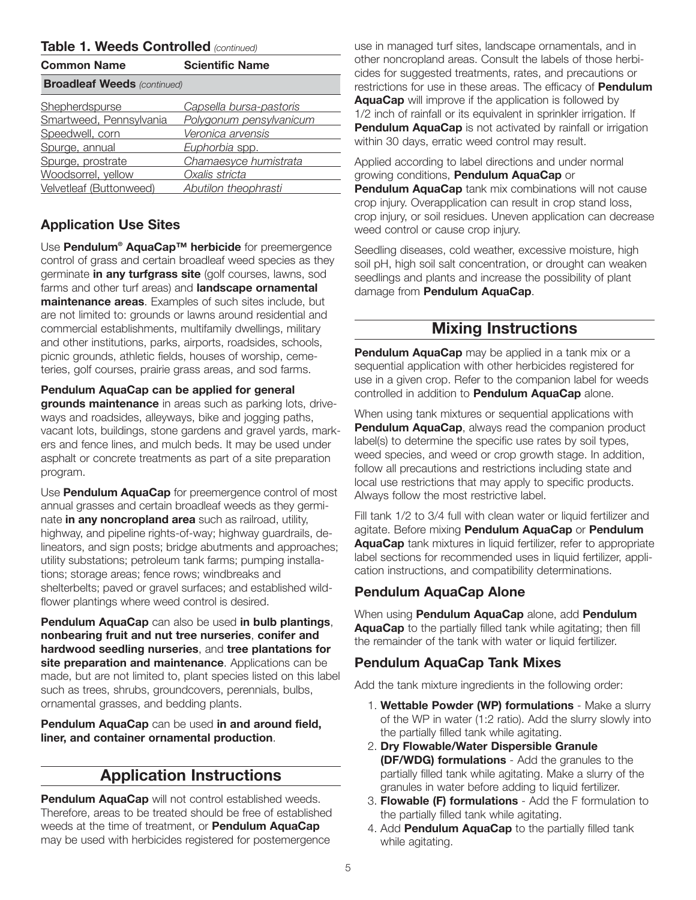**Table 1. Weeds Controlled** *(continued)*

| Common Name | Scientific Name |
|---|---|
| **Broadleaf Weeds** *(continued)* | |
| Shepherdspurse | *Capsella bursa-pastoris* |
| Smartweed, Pennsylvania | *Polygonum pensylvanicum* |
| Speedwell, corn | *Veronica arvensis* |
| Spurge, annual | *Euphorbia* spp. |
| Spurge, prostrate | *Chamaesyce humistrata* |
| Woodsorrel, yellow | *Oxalis stricta* |
| Velvetleaf (Buttonweed) | *Abutilon theophrasti* |

## Application Use Sites

Use **Pendulum® AquaCap™ herbicide** for preemergence control of grass and certain broadleaf weed species as they germinate **in any turfgrass site** (golf courses, lawns, sod farms and other turf areas) and **landscape ornamental maintenance areas**. Examples of such sites include, but are not limited to: grounds or lawns around residential and commercial establishments, multifamily dwellings, military and other institutions, parks, airports, roadsides, schools, picnic grounds, athletic fields, houses of worship, cemeteries, golf courses, prairie grass areas, and sod farms.

**Pendulum AquaCap can be applied for general grounds maintenance** in areas such as parking lots, driveways and roadsides, alleyways, bike and jogging paths, vacant lots, buildings, stone gardens and gravel yards, markers and fence lines, and mulch beds. It may be used under asphalt or concrete treatments as part of a site preparation program.

Use **Pendulum AquaCap** for preemergence control of most annual grasses and certain broadleaf weeds as they germinate **in any noncropland area** such as railroad, utility, highway, and pipeline rights-of-way; highway guardrails, delineators, and sign posts; bridge abutments and approaches; utility substations; petroleum tank farms; pumping installations; storage areas; fence rows; windbreaks and shelterbelts; paved or gravel surfaces; and established wildflower plantings where weed control is desired.

**Pendulum AquaCap** can also be used **in bulb plantings**, **nonbearing fruit and nut tree nurseries**, **conifer and hardwood seedling nurseries**, and **tree plantations for site preparation and maintenance**. Applications can be made, but are not limited to, plant species listed on this label such as trees, shrubs, groundcovers, perennials, bulbs, ornamental grasses, and bedding plants.

**Pendulum AquaCap** can be used **in and around field, liner, and container ornamental production**.

## Application Instructions

**Pendulum AquaCap** will not control established weeds. Therefore, areas to be treated should be free of established weeds at the time of treatment, or **Pendulum AquaCap** may be used with herbicides registered for postemergence use in managed turf sites, landscape ornamentals, and in other noncropland areas. Consult the labels of those herbicides for suggested treatments, rates, and precautions or restrictions for use in these areas. The efficacy of **Pendulum AquaCap** will improve if the application is followed by 1/2 inch of rainfall or its equivalent in sprinkler irrigation. If **Pendulum AquaCap** is not activated by rainfall or irrigation within 30 days, erratic weed control may result.

Applied according to label directions and under normal growing conditions, **Pendulum AquaCap** or **Pendulum AquaCap** tank mix combinations will not cause crop injury. Overapplication can result in crop stand loss, crop injury, or soil residues. Uneven application can decrease weed control or cause crop injury.

Seedling diseases, cold weather, excessive moisture, high soil pH, high soil salt concentration, or drought can weaken seedlings and plants and increase the possibility of plant damage from **Pendulum AquaCap**.

## Mixing Instructions

**Pendulum AquaCap** may be applied in a tank mix or a sequential application with other herbicides registered for use in a given crop. Refer to the companion label for weeds controlled in addition to **Pendulum AquaCap** alone.

When using tank mixtures or sequential applications with **Pendulum AquaCap**, always read the companion product label(s) to determine the specific use rates by soil types, weed species, and weed or crop growth stage. In addition, follow all precautions and restrictions including state and local use restrictions that may apply to specific products. Always follow the most restrictive label.

Fill tank 1/2 to 3/4 full with clean water or liquid fertilizer and agitate. Before mixing **Pendulum AquaCap** or **Pendulum AquaCap** tank mixtures in liquid fertilizer, refer to appropriate label sections for recommended uses in liquid fertilizer, application instructions, and compatibility determinations.

### Pendulum AquaCap Alone

When using **Pendulum AquaCap** alone, add **Pendulum AquaCap** to the partially filled tank while agitating; then fill the remainder of the tank with water or liquid fertilizer.

### Pendulum AquaCap Tank Mixes

Add the tank mixture ingredients in the following order:

1. **Wettable Powder (WP) formulations** - Make a slurry of the WP in water (1:2 ratio). Add the slurry slowly into the partially filled tank while agitating.
2. **Dry Flowable/Water Dispersible Granule (DF/WDG) formulations** - Add the granules to the partially filled tank while agitating. Make a slurry of the granules in water before adding to liquid fertilizer.
3. **Flowable (F) formulations** - Add the F formulation to the partially filled tank while agitating.
4. Add **Pendulum AquaCap** to the partially filled tank while agitating.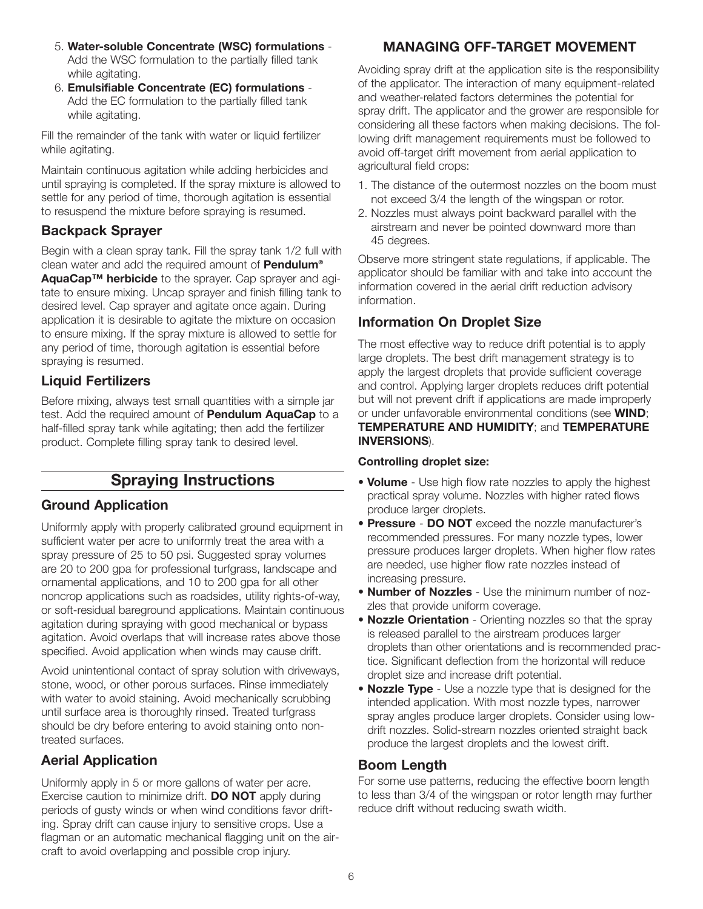5. **Water-soluble Concentrate (WSC) formulations** - Add the WSC formulation to the partially filled tank while agitating.
6. **Emulsifiable Concentrate (EC) formulations** - Add the EC formulation to the partially filled tank while agitating.

Fill the remainder of the tank with water or liquid fertilizer while agitating.

Maintain continuous agitation while adding herbicides and until spraying is completed. If the spray mixture is allowed to settle for any period of time, thorough agitation is essential to resuspend the mixture before spraying is resumed.

### Backpack Sprayer

Begin with a clean spray tank. Fill the spray tank 1/2 full with clean water and add the required amount of **Pendulum® AquaCap™ herbicide** to the sprayer. Cap sprayer and agitate to ensure mixing. Uncap sprayer and finish filling tank to desired level. Cap sprayer and agitate once again. During application it is desirable to agitate the mixture on occasion to ensure mixing. If the spray mixture is allowed to settle for any period of time, thorough agitation is essential before spraying is resumed.

### Liquid Fertilizers

Before mixing, always test small quantities with a simple jar test. Add the required amount of **Pendulum AquaCap** to a half-filled spray tank while agitating; then add the fertilizer product. Complete filling spray tank to desired level.

## Spraying Instructions

### Ground Application

Uniformly apply with properly calibrated ground equipment in sufficient water per acre to uniformly treat the area with a spray pressure of 25 to 50 psi. Suggested spray volumes are 20 to 200 gpa for professional turfgrass, landscape and ornamental applications, and 10 to 200 gpa for all other noncrop applications such as roadsides, utility rights-of-way, or soft-residual bareground applications. Maintain continuous agitation during spraying with good mechanical or bypass agitation. Avoid overlaps that will increase rates above those specified. Avoid application when winds may cause drift.

Avoid unintentional contact of spray solution with driveways, stone, wood, or other porous surfaces. Rinse immediately with water to avoid staining. Avoid mechanically scrubbing until surface area is thoroughly rinsed. Treated turfgrass should be dry before entering to avoid staining onto non-treated surfaces.

### Aerial Application

Uniformly apply in 5 or more gallons of water per acre. Exercise caution to minimize drift. **DO NOT** apply during periods of gusty winds or when wind conditions favor drifting. Spray drift can cause injury to sensitive crops. Use a flagman or an automatic mechanical flagging unit on the aircraft to avoid overlapping and possible crop injury.

## MANAGING OFF-TARGET MOVEMENT

Avoiding spray drift at the application site is the responsibility of the applicator. The interaction of many equipment-related and weather-related factors determines the potential for spray drift. The applicator and the grower are responsible for considering all these factors when making decisions. The following drift management requirements must be followed to avoid off-target drift movement from aerial application to agricultural field crops:

1. The distance of the outermost nozzles on the boom must not exceed 3/4 the length of the wingspan or rotor.
2. Nozzles must always point backward parallel with the airstream and never be pointed downward more than 45 degrees.

Observe more stringent state regulations, if applicable. The applicator should be familiar with and take into account the information covered in the aerial drift reduction advisory information.

### Information On Droplet Size

The most effective way to reduce drift potential is to apply large droplets. The best drift management strategy is to apply the largest droplets that provide sufficient coverage and control. Applying larger droplets reduces drift potential but will not prevent drift if applications are made improperly or under unfavorable environmental conditions (see **WIND**; **TEMPERATURE AND HUMIDITY**; and **TEMPERATURE INVERSIONS**).

**Controlling droplet size:**

- **Volume** - Use high flow rate nozzles to apply the highest practical spray volume. Nozzles with higher rated flows produce larger droplets.
- **Pressure** - **DO NOT** exceed the nozzle manufacturer's recommended pressures. For many nozzle types, lower pressure produces larger droplets. When higher flow rates are needed, use higher flow rate nozzles instead of increasing pressure.
- **Number of Nozzles** - Use the minimum number of nozzles that provide uniform coverage.
- **Nozzle Orientation** - Orienting nozzles so that the spray is released parallel to the airstream produces larger droplets than other orientations and is recommended practice. Significant deflection from the horizontal will reduce droplet size and increase drift potential.
- **Nozzle Type** - Use a nozzle type that is designed for the intended application. With most nozzle types, narrower spray angles produce larger droplets. Consider using low-drift nozzles. Solid-stream nozzles oriented straight back produce the largest droplets and the lowest drift.

### Boom Length

For some use patterns, reducing the effective boom length to less than 3/4 of the wingspan or rotor length may further reduce drift without reducing swath width.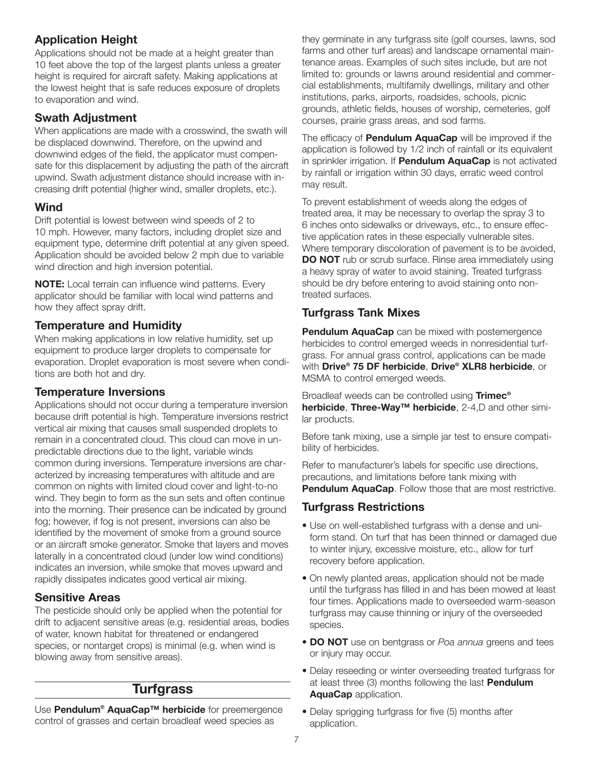### Application Height

Applications should not be made at a height greater than 10 feet above the top of the largest plants unless a greater height is required for aircraft safety. Making applications at the lowest height that is safe reduces exposure of droplets to evaporation and wind.

### Swath Adjustment

When applications are made with a crosswind, the swath will be displaced downwind. Therefore, on the upwind and downwind edges of the field, the applicator must compensate for this displacement by adjusting the path of the aircraft upwind. Swath adjustment distance should increase with increasing drift potential (higher wind, smaller droplets, etc.).

### Wind

Drift potential is lowest between wind speeds of 2 to 10 mph. However, many factors, including droplet size and equipment type, determine drift potential at any given speed. Application should be avoided below 2 mph due to variable wind direction and high inversion potential.

**NOTE:** Local terrain can influence wind patterns. Every applicator should be familiar with local wind patterns and how they affect spray drift.

### Temperature and Humidity

When making applications in low relative humidity, set up equipment to produce larger droplets to compensate for evaporation. Droplet evaporation is most severe when conditions are both hot and dry.

### Temperature Inversions

Applications should not occur during a temperature inversion because drift potential is high. Temperature inversions restrict vertical air mixing that causes small suspended droplets to remain in a concentrated cloud. This cloud can move in unpredictable directions due to the light, variable winds common during inversions. Temperature inversions are characterized by increasing temperatures with altitude and are common on nights with limited cloud cover and light-to-no wind. They begin to form as the sun sets and often continue into the morning. Their presence can be indicated by ground fog; however, if fog is not present, inversions can also be identified by the movement of smoke from a ground source or an aircraft smoke generator. Smoke that layers and moves laterally in a concentrated cloud (under low wind conditions) indicates an inversion, while smoke that moves upward and rapidly dissipates indicates good vertical air mixing.

### Sensitive Areas

The pesticide should only be applied when the potential for drift to adjacent sensitive areas (e.g. residential areas, bodies of water, known habitat for threatened or endangered species, or nontarget crops) is minimal (e.g. when wind is blowing away from sensitive areas).

## Turfgrass

Use **Pendulum® AquaCap™ herbicide** for preemergence control of grasses and certain broadleaf weed species as they germinate in any turfgrass site (golf courses, lawns, sod farms and other turf areas) and landscape ornamental maintenance areas. Examples of such sites include, but are not limited to: grounds or lawns around residential and commercial establishments, multifamily dwellings, military and other institutions, parks, airports, roadsides, schools, picnic grounds, athletic fields, houses of worship, cemeteries, golf courses, prairie grass areas, and sod farms.

The efficacy of **Pendulum AquaCap** will be improved if the application is followed by 1/2 inch of rainfall or its equivalent in sprinkler irrigation. If **Pendulum AquaCap** is not activated by rainfall or irrigation within 30 days, erratic weed control may result.

To prevent establishment of weeds along the edges of treated area, it may be necessary to overlap the spray 3 to 6 inches onto sidewalks or driveways, etc., to ensure effective application rates in these especially vulnerable sites. Where temporary discoloration of pavement is to be avoided, **DO NOT** rub or scrub surface. Rinse area immediately using a heavy spray of water to avoid staining. Treated turfgrass should be dry before entering to avoid staining onto non-treated surfaces.

### Turfgrass Tank Mixes

**Pendulum AquaCap** can be mixed with postemergence herbicides to control emerged weeds in nonresidential turfgrass. For annual grass control, applications can be made with **Drive® 75 DF herbicide**, **Drive® XLR8 herbicide**, or MSMA to control emerged weeds.

Broadleaf weeds can be controlled using **Trimec® herbicide**, **Three-Way™ herbicide**, 2-4,D and other similar products.

Before tank mixing, use a simple jar test to ensure compatibility of herbicides.

Refer to manufacturer's labels for specific use directions, precautions, and limitations before tank mixing with **Pendulum AquaCap**. Follow those that are most restrictive.

### Turfgrass Restrictions

- Use on well-established turfgrass with a dense and uniform stand. On turf that has been thinned or damaged due to winter injury, excessive moisture, etc., allow for turf recovery before application.
- On newly planted areas, application should not be made until the turfgrass has filled in and has been mowed at least four times. Applications made to overseeded warm-season turfgrass may cause thinning or injury of the overseeded species.
- **DO NOT** use on bentgrass or *Poa annua* greens and tees or injury may occur.
- Delay reseeding or winter overseeding treated turfgrass for at least three (3) months following the last **Pendulum AquaCap** application.
- Delay sprigging turfgrass for five (5) months after application.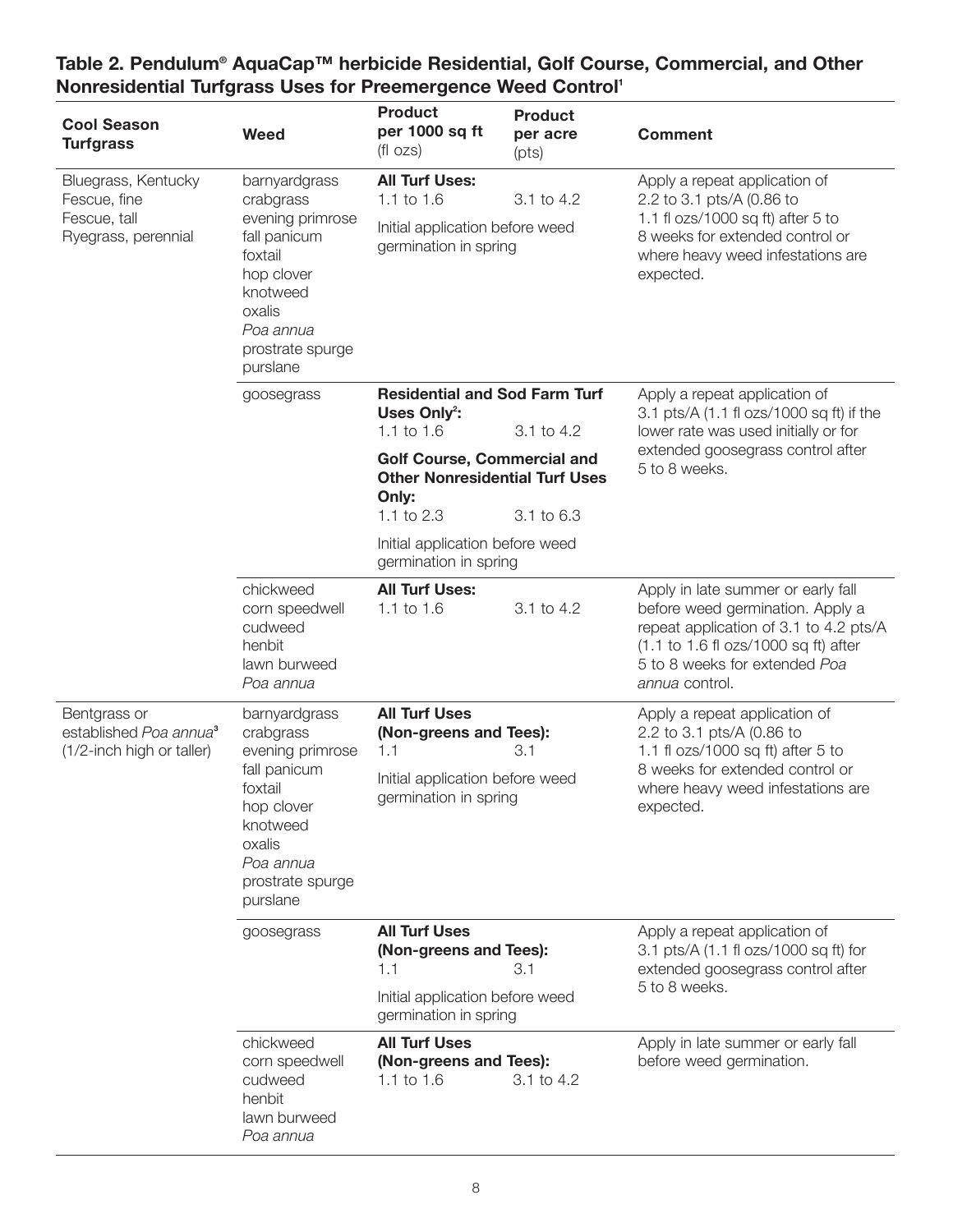## Table 2. Pendulum® AquaCap™ herbicide Residential, Golf Course, Commercial, and Other Nonresidential Turfgrass Uses for Preemergence Weed Control[1]

| Cool Season Turfgrass | Weed | Product per 1000 sq ft (fl ozs) | Product per acre (pts) | Comment |
|---|---|---|---|---|
| Bluegrass, Kentucky<br>Fescue, fine<br>Fescue, tall<br>Ryegrass, perennial | barnyardgrass<br>crabgrass<br>evening primrose<br>fall panicum<br>foxtail<br>hop clover<br>knotweed<br>oxalis<br>*Poa annua*<br>prostrate spurge<br>purslane | **All Turf Uses:**<br>1.1 to 1.6<br>Initial application before weed germination in spring | <br>3.1 to 4.2 | Apply a repeat application of 2.2 to 3.1 pts/A (0.86 to 1.1 fl ozs/1000 sq ft) after 5 to 8 weeks for extended control or where heavy weed infestations are expected. |
| | goosegrass | **Residential and Sod Farm Turf Uses Only[2]:**<br>1.1 to 1.6<br>**Golf Course, Commercial and Other Nonresidential Turf Uses Only:**<br>1.1 to 2.3<br>Initial application before weed germination in spring | <br>3.1 to 4.2<br><br>3.1 to 6.3 | Apply a repeat application of 3.1 pts/A (1.1 fl ozs/1000 sq ft) if the lower rate was used initially or for extended goosegrass control after 5 to 8 weeks. |
| | chickweed<br>corn speedwell<br>cudweed<br>henbit<br>lawn burweed<br>*Poa annua* | **All Turf Uses:**<br>1.1 to 1.6 | <br>3.1 to 4.2 | Apply in late summer or early fall before weed germination. Apply a repeat application of 3.1 to 4.2 pts/A (1.1 to 1.6 fl ozs/1000 sq ft) after 5 to 8 weeks for extended *Poa annua* control. |
| Bentgrass or established *Poa annua*[3] (1/2-inch high or taller) | barnyardgrass<br>crabgrass<br>evening primrose<br>fall panicum<br>foxtail<br>hop clover<br>knotweed<br>oxalis<br>*Poa annua*<br>prostrate spurge<br>purslane | **All Turf Uses (Non-greens and Tees):**<br>1.1<br>Initial application before weed germination in spring | <br>3.1 | Apply a repeat application of 2.2 to 3.1 pts/A (0.86 to 1.1 fl ozs/1000 sq ft) after 5 to 8 weeks for extended control or where heavy weed infestations are expected. |
| | goosegrass | **All Turf Uses (Non-greens and Tees):**<br>1.1<br>Initial application before weed germination in spring | <br>3.1 | Apply a repeat application of 3.1 pts/A (1.1 fl ozs/1000 sq ft) for extended goosegrass control after 5 to 8 weeks. |
| | chickweed<br>corn speedwell<br>cudweed<br>henbit<br>lawn burweed<br>*Poa annua* | **All Turf Uses (Non-greens and Tees):**<br>1.1 to 1.6 | <br>3.1 to 4.2 | Apply in late summer or early fall before weed germination. |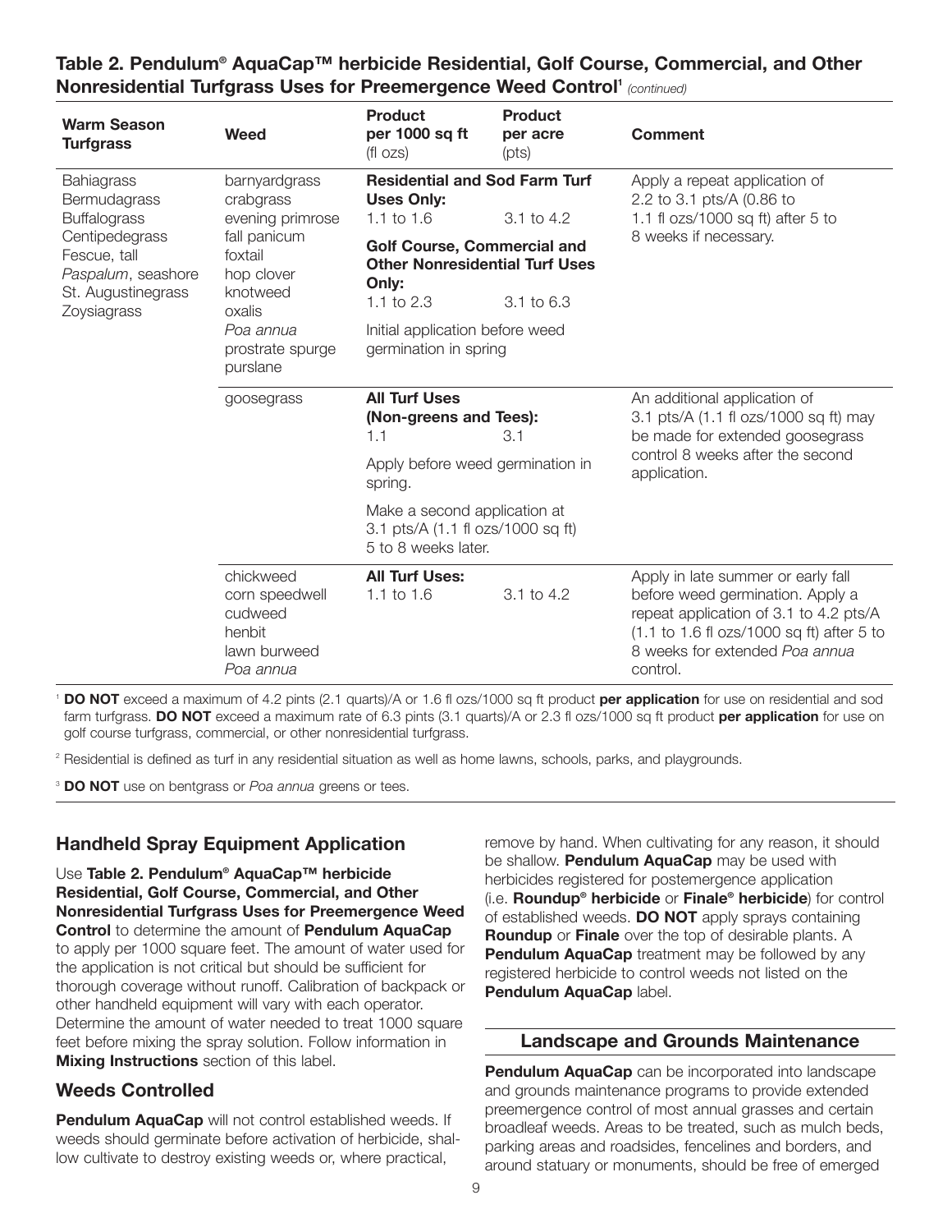## Table 2. Pendulum® AquaCap™ herbicide Residential, Golf Course, Commercial, and Other Nonresidential Turfgrass Uses for Preemergence Weed Control[1] *(continued)*

| Warm Season Turfgrass | Weed | Product per 1000 sq ft (fl ozs) | Product per acre (pts) | Comment |
|---|---|---|---|---|
| Bahiagrass<br>Bermudagrass<br>Buffalograss<br>Centipedegrass<br>Fescue, tall<br>*Paspalum*, seashore<br>St. Augustinegrass<br>Zoysiagrass | barnyardgrass<br>crabgrass<br>evening primrose<br>fall panicum<br>foxtail<br>hop clover<br>knotweed<br>oxalis<br>*Poa annua*<br>prostrate spurge<br>purslane | **Residential and Sod Farm Turf Uses Only:**<br>1.1 to 1.6<br>**Golf Course, Commercial and Other Nonresidential Turf Uses Only:**<br>1.1 to 2.3<br>Initial application before weed germination in spring | <br><br>3.1 to 4.2<br><br><br>3.1 to 6.3 | Apply a repeat application of 2.2 to 3.1 pts/A (0.86 to 1.1 fl ozs/1000 sq ft) after 5 to 8 weeks if necessary. |
| | goosegrass | **All Turf Uses (Non-greens and Tees):**<br>1.1<br>Apply before weed germination in spring.<br>Make a second application at 3.1 pts/A (1.1 fl ozs/1000 sq ft) 5 to 8 weeks later. | <br><br>3.1 | An additional application of 3.1 pts/A (1.1 fl ozs/1000 sq ft) may be made for extended goosegrass control 8 weeks after the second application. |
| | chickweed<br>corn speedwell<br>cudweed<br>henbit<br>lawn burweed<br>*Poa annua* | **All Turf Uses:**<br>1.1 to 1.6 | <br>3.1 to 4.2 | Apply in late summer or early fall before weed germination. Apply a repeat application of 3.1 to 4.2 pts/A (1.1 to 1.6 fl ozs/1000 sq ft) after 5 to 8 weeks for extended *Poa annua* control. |

[1] **DO NOT** exceed a maximum of 4.2 pints (2.1 quarts)/A or 1.6 fl ozs/1000 sq ft product **per application** for use on residential and sod farm turfgrass. **DO NOT** exceed a maximum rate of 6.3 pints (3.1 quarts)/A or 2.3 fl ozs/1000 sq ft product **per application** for use on golf course turfgrass, commercial, or other nonresidential turfgrass.

[2] Residential is defined as turf in any residential situation as well as home lawns, schools, parks, and playgrounds.

[3] **DO NOT** use on bentgrass or *Poa annua* greens or tees.

## Handheld Spray Equipment Application

Use **Table 2. Pendulum® AquaCap™ herbicide Residential, Golf Course, Commercial, and Other Nonresidential Turfgrass Uses for Preemergence Weed Control** to determine the amount of **Pendulum AquaCap** to apply per 1000 square feet. The amount of water used for the application is not critical but should be sufficient for thorough coverage without runoff. Calibration of backpack or other handheld equipment will vary with each operator. Determine the amount of water needed to treat 1000 square feet before mixing the spray solution. Follow information in **Mixing Instructions** section of this label.

## Weeds Controlled

**Pendulum AquaCap** will not control established weeds. If weeds should germinate before activation of herbicide, shallow cultivate to destroy existing weeds or, where practical, remove by hand. When cultivating for any reason, it should be shallow. **Pendulum AquaCap** may be used with herbicides registered for postemergence application (i.e. **Roundup® herbicide** or **Finale® herbicide**) for control of established weeds. **DO NOT** apply sprays containing **Roundup** or **Finale** over the top of desirable plants. A **Pendulum AquaCap** treatment may be followed by any registered herbicide to control weeds not listed on the **Pendulum AquaCap** label.

## Landscape and Grounds Maintenance

**Pendulum AquaCap** can be incorporated into landscape and grounds maintenance programs to provide extended preemergence control of most annual grasses and certain broadleaf weeds. Areas to be treated, such as mulch beds, parking areas and roadsides, fencelines and borders, and around statuary or monuments, should be free of emerged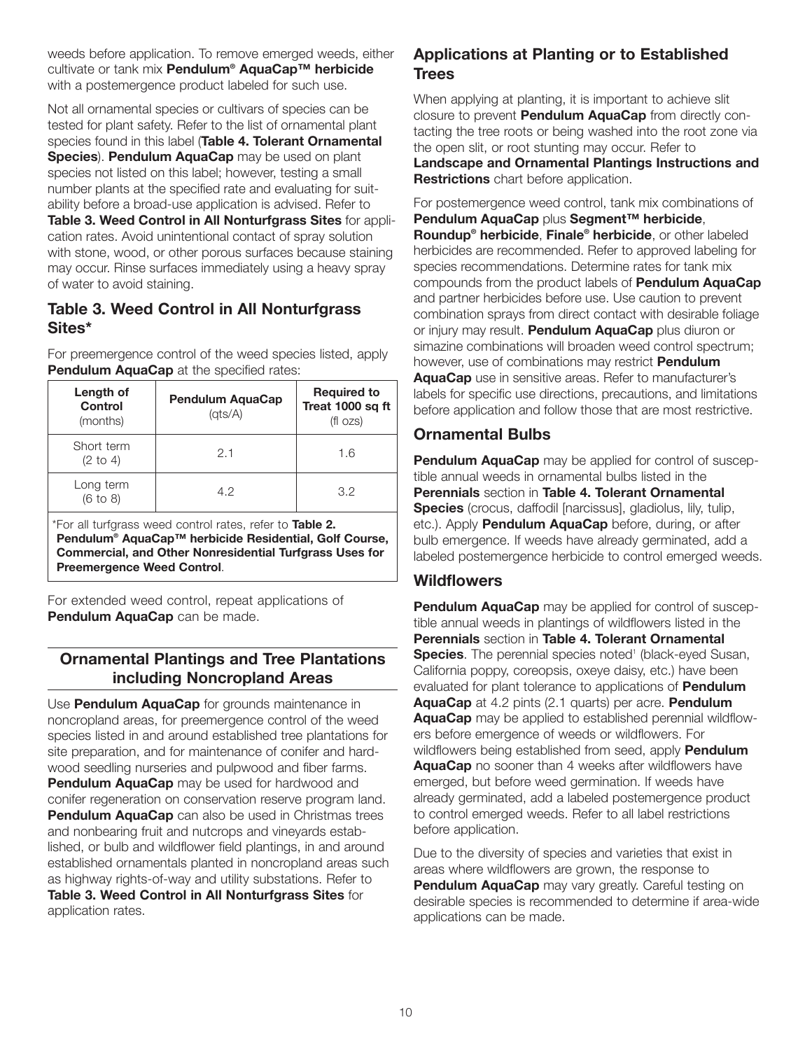weeds before application. To remove emerged weeds, either cultivate or tank mix **Pendulum® AquaCap™ herbicide** with a postemergence product labeled for such use.

Not all ornamental species or cultivars of species can be tested for plant safety. Refer to the list of ornamental plant species found in this label (**Table 4. Tolerant Ornamental Species**). **Pendulum AquaCap** may be used on plant species not listed on this label; however, testing a small number plants at the specified rate and evaluating for suitability before a broad-use application is advised. Refer to **Table 3. Weed Control in All Nonturfgrass Sites** for application rates. Avoid unintentional contact of spray solution with stone, wood, or other porous surfaces because staining may occur. Rinse surfaces immediately using a heavy spray of water to avoid staining.

## Table 3. Weed Control in All Nonturfgrass Sites*

For preemergence control of the weed species listed, apply **Pendulum AquaCap** at the specified rates:

| **Length of Control** (months) | **Pendulum AquaCap** (qts/A) | **Required to Treat 1000 sq ft** (fl ozs) |
|---|---|---|
| Short term (2 to 4) | 2.1 | 1.6 |
| Long term (6 to 8) | 4.2 | 3.2 |

*For all turfgrass weed control rates, refer to **Table 2. Pendulum® AquaCap™ herbicide Residential, Golf Course, Commercial, and Other Nonresidential Turfgrass Uses for Preemergence Weed Control**.

For extended weed control, repeat applications of **Pendulum AquaCap** can be made.

## Ornamental Plantings and Tree Plantations including Noncropland Areas

Use **Pendulum AquaCap** for grounds maintenance in noncropland areas, for preemergence control of the weed species listed in and around established tree plantations for site preparation, and for maintenance of conifer and hardwood seedling nurseries and pulpwood and fiber farms. **Pendulum AquaCap** may be used for hardwood and conifer regeneration on conservation reserve program land. **Pendulum AquaCap** can also be used in Christmas trees and nonbearing fruit and nutcrops and vineyards established, or bulb and wildflower field plantings, in and around established ornamentals planted in noncropland areas such as highway rights-of-way and utility substations. Refer to **Table 3. Weed Control in All Nonturfgrass Sites** for application rates.

## Applications at Planting or to Established Trees

When applying at planting, it is important to achieve slit closure to prevent **Pendulum AquaCap** from directly contacting the tree roots or being washed into the root zone via the open slit, or root stunting may occur. Refer to **Landscape and Ornamental Plantings Instructions and Restrictions** chart before application.

For postemergence weed control, tank mix combinations of **Pendulum AquaCap** plus **Segment™ herbicide**, **Roundup® herbicide**, **Finale® herbicide**, or other labeled herbicides are recommended. Refer to approved labeling for species recommendations. Determine rates for tank mix compounds from the product labels of **Pendulum AquaCap** and partner herbicides before use. Use caution to prevent combination sprays from direct contact with desirable foliage or injury may result. **Pendulum AquaCap** plus diuron or simazine combinations will broaden weed control spectrum; however, use of combinations may restrict **Pendulum AquaCap** use in sensitive areas. Refer to manufacturer's labels for specific use directions, precautions, and limitations before application and follow those that are most restrictive.

## Ornamental Bulbs

**Pendulum AquaCap** may be applied for control of susceptible annual weeds in ornamental bulbs listed in the **Perennials** section in **Table 4. Tolerant Ornamental Species** (crocus, daffodil [narcissus], gladiolus, lily, tulip, etc.). Apply **Pendulum AquaCap** before, during, or after bulb emergence. If weeds have already germinated, add a labeled postemergence herbicide to control emerged weeds.

## Wildflowers

**Pendulum AquaCap** may be applied for control of susceptible annual weeds in plantings of wildflowers listed in the **Perennials** section in **Table 4. Tolerant Ornamental Species**. The perennial species noted[1] (black-eyed Susan, California poppy, coreopsis, oxeye daisy, etc.) have been evaluated for plant tolerance to applications of **Pendulum AquaCap** at 4.2 pints (2.1 quarts) per acre. **Pendulum AquaCap** may be applied to established perennial wildflowers before emergence of weeds or wildflowers. For wildflowers being established from seed, apply **Pendulum AquaCap** no sooner than 4 weeks after wildflowers have emerged, but before weed germination. If weeds have already germinated, add a labeled postemergence product to control emerged weeds. Refer to all label restrictions before application.

Due to the diversity of species and varieties that exist in areas where wildflowers are grown, the response to **Pendulum AquaCap** may vary greatly. Careful testing on desirable species is recommended to determine if area-wide applications can be made.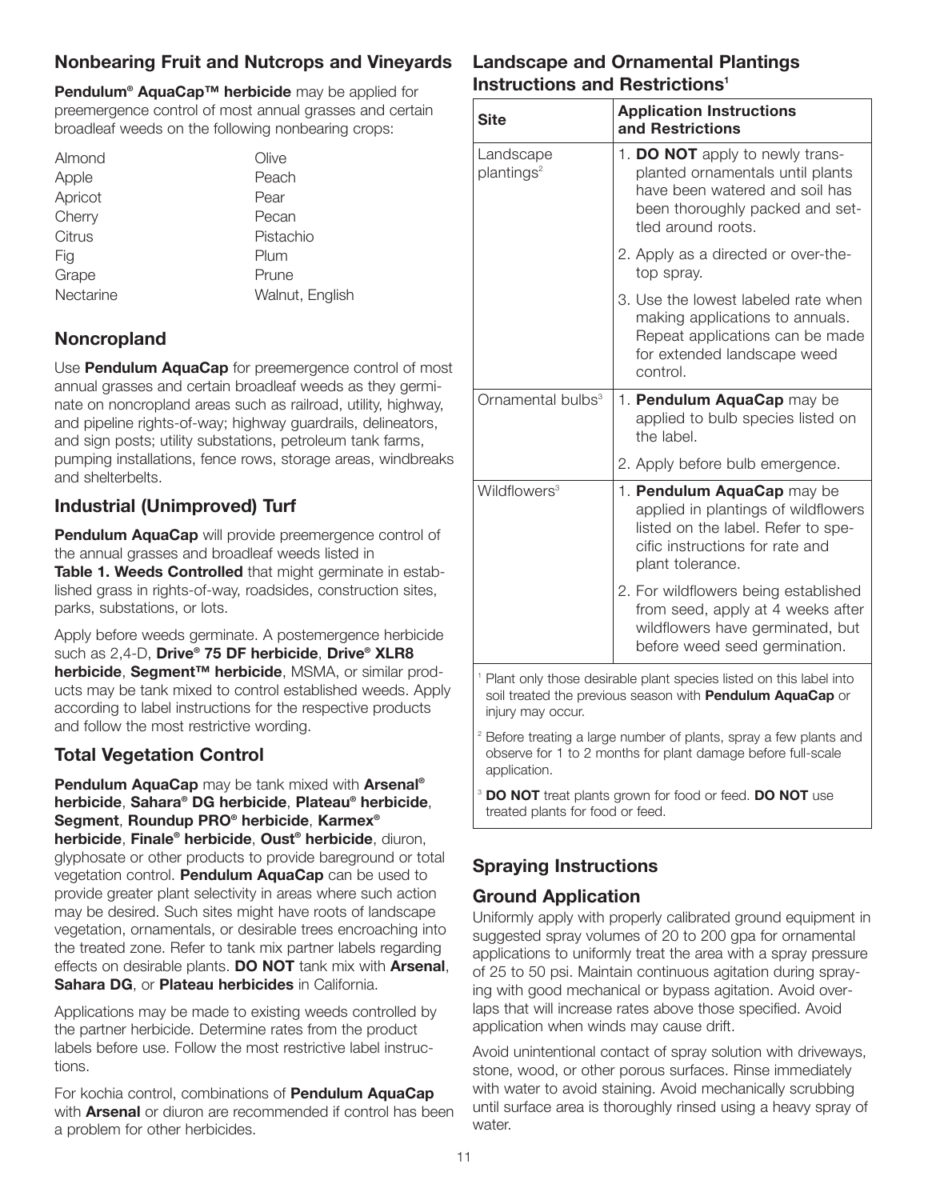## Nonbearing Fruit and Nutcrops and Vineyards

**Pendulum® AquaCap™ herbicide** may be applied for preemergence control of most annual grasses and certain broadleaf weeds on the following nonbearing crops:

| | |
|---|---|
| Almond | Olive |
| Apple | Peach |
| Apricot | Pear |
| Cherry | Pecan |
| Citrus | Pistachio |
| Fig | Plum |
| Grape | Prune |
| Nectarine | Walnut, English |

## Noncropland

Use **Pendulum AquaCap** for preemergence control of most annual grasses and certain broadleaf weeds as they germinate on noncropland areas such as railroad, utility, highway, and pipeline rights-of-way; highway guardrails, delineators, and sign posts; utility substations, petroleum tank farms, pumping installations, fence rows, storage areas, windbreaks and shelterbelts.

## Industrial (Unimproved) Turf

**Pendulum AquaCap** will provide preemergence control of the annual grasses and broadleaf weeds listed in **Table 1. Weeds Controlled** that might germinate in established grass in rights-of-way, roadsides, construction sites, parks, substations, or lots.

Apply before weeds germinate. A postemergence herbicide such as 2,4-D, **Drive® 75 DF herbicide**, **Drive® XLR8 herbicide**, **Segment™ herbicide**, MSMA, or similar products may be tank mixed to control established weeds. Apply according to label instructions for the respective products and follow the most restrictive wording.

## Total Vegetation Control

**Pendulum AquaCap** may be tank mixed with **Arsenal® herbicide**, **Sahara® DG herbicide**, **Plateau® herbicide**, **Segment**, **Roundup PRO® herbicide**, **Karmex® herbicide**, **Finale® herbicide**, **Oust® herbicide**, diuron, glyphosate or other products to provide bareground or total vegetation control. **Pendulum AquaCap** can be used to provide greater plant selectivity in areas where such action may be desired. Such sites might have roots of landscape vegetation, ornamentals, or desirable trees encroaching into the treated zone. Refer to tank mix partner labels regarding effects on desirable plants. **DO NOT** tank mix with **Arsenal**, **Sahara DG**, or **Plateau herbicides** in California.

Applications may be made to existing weeds controlled by the partner herbicide. Determine rates from the product labels before use. Follow the most restrictive label instructions.

For kochia control, combinations of **Pendulum AquaCap** with **Arsenal** or diuron are recommended if control has been a problem for other herbicides.

## Landscape and Ornamental Plantings Instructions and Restrictions[1]

| Site | Application Instructions and Restrictions |
|---|---|
| Landscape plantings[2] | 1. **DO NOT** apply to newly transplanted ornamentals until plants have been watered and soil has been thoroughly packed and settled around roots. |
| | 2. Apply as a directed or over-the-top spray. |
| | 3. Use the lowest labeled rate when making applications to annuals. Repeat applications can be made for extended landscape weed control. |
| Ornamental bulbs[3] | 1. **Pendulum AquaCap** may be applied to bulb species listed on the label. |
| | 2. Apply before bulb emergence. |
| Wildflowers[3] | 1. **Pendulum AquaCap** may be applied in plantings of wildflowers listed on the label. Refer to specific instructions for rate and plant tolerance. |
| | 2. For wildflowers being established from seed, apply at 4 weeks after wildflowers have germinated, but before weed seed germination. |

[1] Plant only those desirable plant species listed on this label into soil treated the previous season with **Pendulum AquaCap** or injury may occur.

[2] Before treating a large number of plants, spray a few plants and observe for 1 to 2 months for plant damage before full-scale application.

[3] **DO NOT** treat plants grown for food or feed. **DO NOT** use treated plants for food or feed.

## Spraying Instructions

### Ground Application

Uniformly apply with properly calibrated ground equipment in suggested spray volumes of 20 to 200 gpa for ornamental applications to uniformly treat the area with a spray pressure of 25 to 50 psi. Maintain continuous agitation during spraying with good mechanical or bypass agitation. Avoid overlaps that will increase rates above those specified. Avoid application when winds may cause drift.

Avoid unintentional contact of spray solution with driveways, stone, wood, or other porous surfaces. Rinse immediately with water to avoid staining. Avoid mechanically scrubbing until surface area is thoroughly rinsed using a heavy spray of water.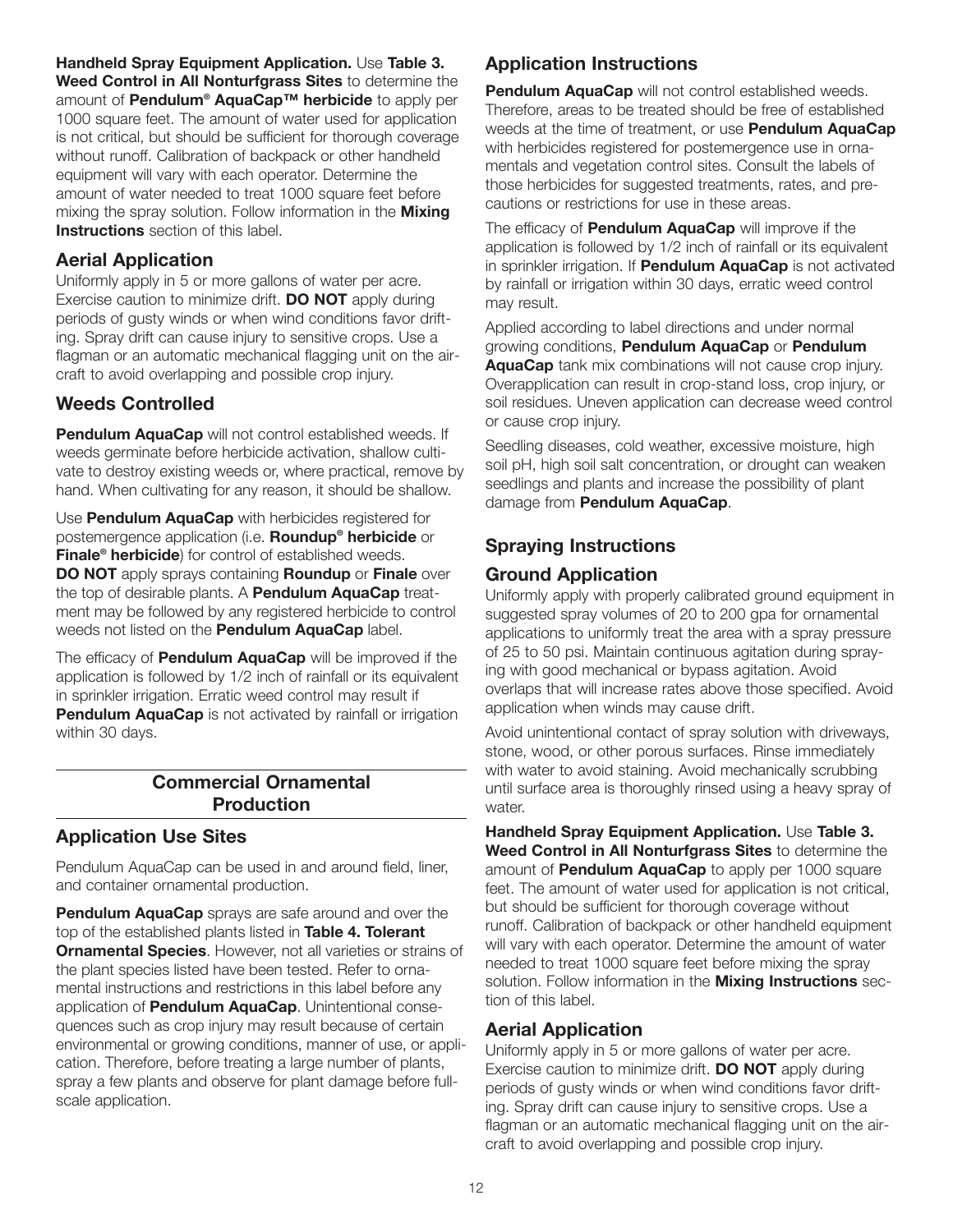**Handheld Spray Equipment Application.** Use **Table 3. Weed Control in All Nonturfgrass Sites** to determine the amount of **Pendulum® AquaCap™ herbicide** to apply per 1000 square feet. The amount of water used for application is not critical, but should be sufficient for thorough coverage without runoff. Calibration of backpack or other handheld equipment will vary with each operator. Determine the amount of water needed to treat 1000 square feet before mixing the spray solution. Follow information in the **Mixing Instructions** section of this label.

## Aerial Application

Uniformly apply in 5 or more gallons of water per acre. Exercise caution to minimize drift. **DO NOT** apply during periods of gusty winds or when wind conditions favor drifting. Spray drift can cause injury to sensitive crops. Use a flagman or an automatic mechanical flagging unit on the aircraft to avoid overlapping and possible crop injury.

## Weeds Controlled

**Pendulum AquaCap** will not control established weeds. If weeds germinate before herbicide activation, shallow cultivate to destroy existing weeds or, where practical, remove by hand. When cultivating for any reason, it should be shallow.

Use **Pendulum AquaCap** with herbicides registered for postemergence application (i.e. **Roundup® herbicide** or **Finale® herbicide**) for control of established weeds. **DO NOT** apply sprays containing **Roundup** or **Finale** over the top of desirable plants. A **Pendulum AquaCap** treatment may be followed by any registered herbicide to control weeds not listed on the **Pendulum AquaCap** label.

The efficacy of **Pendulum AquaCap** will be improved if the application is followed by 1/2 inch of rainfall or its equivalent in sprinkler irrigation. Erratic weed control may result if **Pendulum AquaCap** is not activated by rainfall or irrigation within 30 days.

# Commercial Ornamental Production

## Application Use Sites

Pendulum AquaCap can be used in and around field, liner, and container ornamental production.

**Pendulum AquaCap** sprays are safe around and over the top of the established plants listed in **Table 4. Tolerant Ornamental Species**. However, not all varieties or strains of the plant species listed have been tested. Refer to ornamental instructions and restrictions in this label before any application of **Pendulum AquaCap**. Unintentional consequences such as crop injury may result because of certain environmental or growing conditions, manner of use, or application. Therefore, before treating a large number of plants, spray a few plants and observe for plant damage before full-scale application.

## Application Instructions

**Pendulum AquaCap** will not control established weeds. Therefore, areas to be treated should be free of established weeds at the time of treatment, or use **Pendulum AquaCap** with herbicides registered for postemergence use in ornamentals and vegetation control sites. Consult the labels of those herbicides for suggested treatments, rates, and precautions or restrictions for use in these areas.

The efficacy of **Pendulum AquaCap** will improve if the application is followed by 1/2 inch of rainfall or its equivalent in sprinkler irrigation. If **Pendulum AquaCap** is not activated by rainfall or irrigation within 30 days, erratic weed control may result.

Applied according to label directions and under normal growing conditions, **Pendulum AquaCap** or **Pendulum AquaCap** tank mix combinations will not cause crop injury. Overapplication can result in crop-stand loss, crop injury, or soil residues. Uneven application can decrease weed control or cause crop injury.

Seedling diseases, cold weather, excessive moisture, high soil pH, high soil salt concentration, or drought can weaken seedlings and plants and increase the possibility of plant damage from **Pendulum AquaCap**.

## Spraying Instructions

## Ground Application

Uniformly apply with properly calibrated ground equipment in suggested spray volumes of 20 to 200 gpa for ornamental applications to uniformly treat the area with a spray pressure of 25 to 50 psi. Maintain continuous agitation during spraying with good mechanical or bypass agitation. Avoid overlaps that will increase rates above those specified. Avoid application when winds may cause drift.

Avoid unintentional contact of spray solution with driveways, stone, wood, or other porous surfaces. Rinse immediately with water to avoid staining. Avoid mechanically scrubbing until surface area is thoroughly rinsed using a heavy spray of water.

**Handheld Spray Equipment Application.** Use **Table 3. Weed Control in All Nonturfgrass Sites** to determine the amount of **Pendulum AquaCap** to apply per 1000 square feet. The amount of water used for application is not critical, but should be sufficient for thorough coverage without runoff. Calibration of backpack or other handheld equipment will vary with each operator. Determine the amount of water needed to treat 1000 square feet before mixing the spray solution. Follow information in the **Mixing Instructions** section of this label.

## Aerial Application

Uniformly apply in 5 or more gallons of water per acre. Exercise caution to minimize drift. **DO NOT** apply during periods of gusty winds or when wind conditions favor drifting. Spray drift can cause injury to sensitive crops. Use a flagman or an automatic mechanical flagging unit on the aircraft to avoid overlapping and possible crop injury.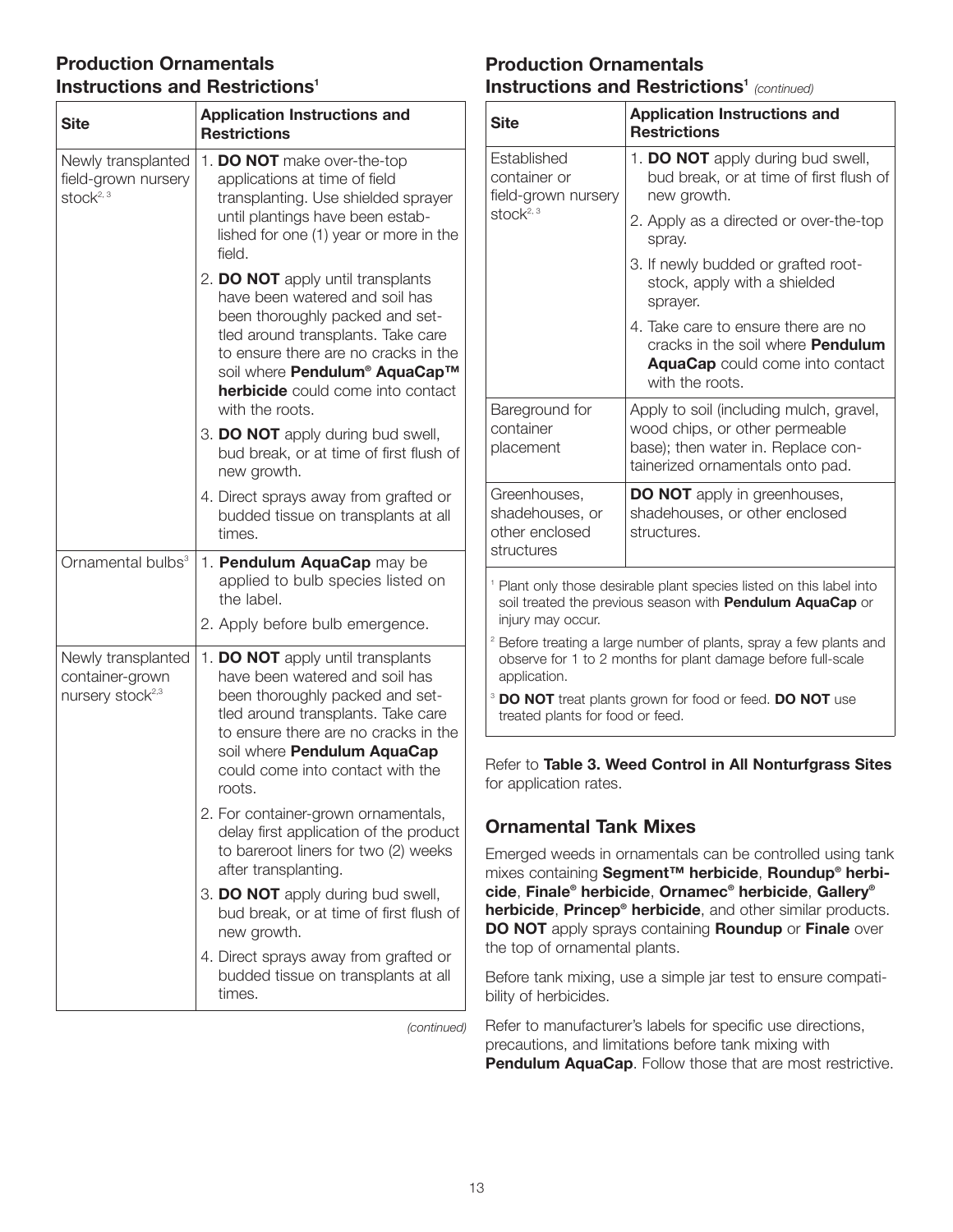## Production Ornamentals Instructions and Restrictions[1]

| Site | Application Instructions and Restrictions |
|---|---|
| Newly transplanted field-grown nursery stock[2, 3] | 1. **DO NOT** make over-the-top applications at time of field transplanting. Use shielded sprayer until plantings have been established for one (1) year or more in the field.<br>2. **DO NOT** apply until transplants have been watered and soil has been thoroughly packed and settled around transplants. Take care to ensure there are no cracks in the soil where **Pendulum® AquaCap™ herbicide** could come into contact with the roots.<br>3. **DO NOT** apply during bud swell, bud break, or at time of first flush of new growth.<br>4. Direct sprays away from grafted or budded tissue on transplants at all times. |
| Ornamental bulbs[3] | 1. **Pendulum AquaCap** may be applied to bulb species listed on the label.<br>2. Apply before bulb emergence. |
| Newly transplanted container-grown nursery stock[2,3] | 1. **DO NOT** apply until transplants have been watered and soil has been thoroughly packed and settled around transplants. Take care to ensure there are no cracks in the soil where **Pendulum AquaCap** could come into contact with the roots.<br>2. For container-grown ornamentals, delay first application of the product to bareroot liners for two (2) weeks after transplanting.<br>3. **DO NOT** apply during bud swell, bud break, or at time of first flush of new growth.<br>4. Direct sprays away from grafted or budded tissue on transplants at all times. |
| Established container or field-grown nursery stock[2, 3] | 1. **DO NOT** apply during bud swell, bud break, or at time of first flush of new growth.<br>2. Apply as a directed or over-the-top spray.<br>3. If newly budded or grafted rootstock, apply with a shielded sprayer.<br>4. Take care to ensure there are no cracks in the soil where **Pendulum AquaCap** could come into contact with the roots. |
| Bareground for container placement | Apply to soil (including mulch, gravel, wood chips, or other permeable base); then water in. Replace containerized ornamentals onto pad. |
| Greenhouses, shadehouses, or other enclosed structures | **DO NOT** apply in greenhouses, shadehouses, or other enclosed structures. |

[1] Plant only those desirable plant species listed on this label into soil treated the previous season with **Pendulum AquaCap** or injury may occur.

[2] Before treating a large number of plants, spray a few plants and observe for 1 to 2 months for plant damage before full-scale application.

[3] **DO NOT** treat plants grown for food or feed. **DO NOT** use treated plants for food or feed.

Refer to **Table 3. Weed Control in All Nonturfgrass Sites** for application rates.

## Ornamental Tank Mixes

Emerged weeds in ornamentals can be controlled using tank mixes containing **Segment™ herbicide**, **Roundup® herbicide**, **Finale® herbicide**, **Ornamec® herbicide**, **Gallery® herbicide**, **Princep® herbicide**, and other similar products. **DO NOT** apply sprays containing **Roundup** or **Finale** over the top of ornamental plants.

Before tank mixing, use a simple jar test to ensure compatibility of herbicides.

Refer to manufacturer's labels for specific use directions, precautions, and limitations before tank mixing with **Pendulum AquaCap**. Follow those that are most restrictive.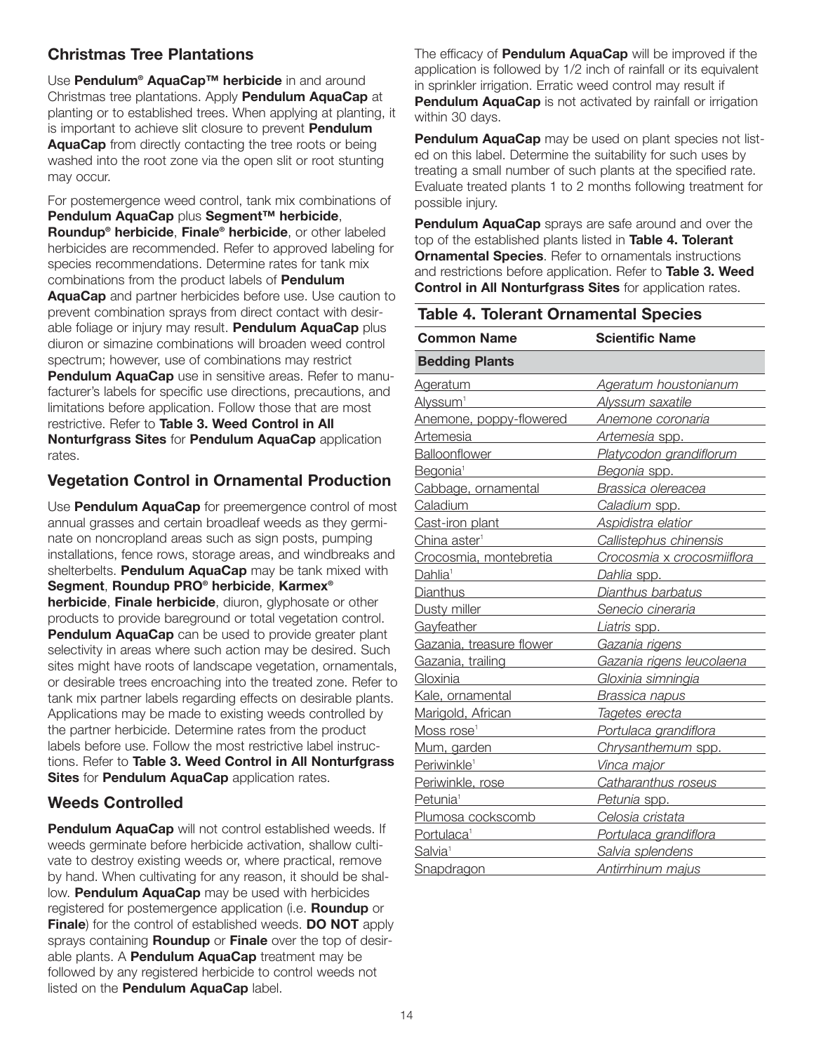## Christmas Tree Plantations

Use **Pendulum® AquaCap™ herbicide** in and around Christmas tree plantations. Apply **Pendulum AquaCap** at planting or to established trees. When applying at planting, it is important to achieve slit closure to prevent **Pendulum AquaCap** from directly contacting the tree roots or being washed into the root zone via the open slit or root stunting may occur.

For postemergence weed control, tank mix combinations of **Pendulum AquaCap** plus **Segment™ herbicide**, **Roundup® herbicide**, **Finale® herbicide**, or other labeled herbicides are recommended. Refer to approved labeling for species recommendations. Determine rates for tank mix combinations from the product labels of **Pendulum AquaCap** and partner herbicides before use. Use caution to prevent combination sprays from direct contact with desirable foliage or injury may result. **Pendulum AquaCap** plus diuron or simazine combinations will broaden weed control spectrum; however, use of combinations may restrict **Pendulum AquaCap** use in sensitive areas. Refer to manufacturer's labels for specific use directions, precautions, and limitations before application. Follow those that are most restrictive. Refer to **Table 3. Weed Control in All Nonturfgrass Sites** for **Pendulum AquaCap** application rates.

## Vegetation Control in Ornamental Production

Use **Pendulum AquaCap** for preemergence control of most annual grasses and certain broadleaf weeds as they germinate on noncropland areas such as sign posts, pumping installations, fence rows, storage areas, and windbreaks and shelterbelts. **Pendulum AquaCap** may be tank mixed with **Segment**, **Roundup PRO® herbicide**, **Karmex® herbicide**, **Finale herbicide**, diuron, glyphosate or other products to provide bareground or total vegetation control. **Pendulum AquaCap** can be used to provide greater plant selectivity in areas where such action may be desired. Such sites might have roots of landscape vegetation, ornamentals, or desirable trees encroaching into the treated zone. Refer to tank mix partner labels regarding effects on desirable plants. Applications may be made to existing weeds controlled by the partner herbicide. Determine rates from the product labels before use. Follow the most restrictive label instructions. Refer to **Table 3. Weed Control in All Nonturfgrass Sites** for **Pendulum AquaCap** application rates.

## Weeds Controlled

**Pendulum AquaCap** will not control established weeds. If weeds germinate before herbicide activation, shallow cultivate to destroy existing weeds or, where practical, remove by hand. When cultivating for any reason, it should be shallow. **Pendulum AquaCap** may be used with herbicides registered for postemergence application (i.e. **Roundup** or **Finale**) for the control of established weeds. **DO NOT** apply sprays containing **Roundup** or **Finale** over the top of desirable plants. A **Pendulum AquaCap** treatment may be followed by any registered herbicide to control weeds not listed on the **Pendulum AquaCap** label.

The efficacy of **Pendulum AquaCap** will be improved if the application is followed by 1/2 inch of rainfall or its equivalent in sprinkler irrigation. Erratic weed control may result if **Pendulum AquaCap** is not activated by rainfall or irrigation within 30 days.

**Pendulum AquaCap** may be used on plant species not listed on this label. Determine the suitability for such uses by treating a small number of such plants at the specified rate. Evaluate treated plants 1 to 2 months following treatment for possible injury.

**Pendulum AquaCap** sprays are safe around and over the top of the established plants listed in **Table 4. Tolerant Ornamental Species**. Refer to ornamentals instructions and restrictions before application. Refer to **Table 3. Weed Control in All Nonturfgrass Sites** for application rates.

**Table 4. Tolerant Ornamental Species**

| Common Name | Scientific Name |
|---|---|
| **Bedding Plants** | |
| Ageratum | *Ageratum houstonianum* |
| Alyssum[1] | *Alyssum saxatile* |
| Anemone, poppy-flowered | *Anemone coronaria* |
| Artemesia | *Artemesia* spp. |
| Balloonflower | *Platycodon grandiflorum* |
| Begonia[1] | *Begonia* spp. |
| Cabbage, ornamental | *Brassica olereacea* |
| Caladium | *Caladium* spp. |
| Cast-iron plant | *Aspidistra elatior* |
| China aster[1] | *Callistephus chinensis* |
| Crocosmia, montebretia | *Crocosmia* x *crocosmiiflora* |
| Dahlia[1] | *Dahlia* spp. |
| Dianthus | *Dianthus barbatus* |
| Dusty miller | *Senecio cineraria* |
| Gayfeather | *Liatris* spp. |
| Gazania, treasure flower | *Gazania rigens* |
| Gazania, trailing | *Gazania rigens leucolaena* |
| Gloxinia | *Gloxinia simningia* |
| Kale, ornamental | *Brassica napus* |
| Marigold, African | *Tagetes erecta* |
| Moss rose[1] | *Portulaca grandiflora* |
| Mum, garden | *Chrysanthemum* spp. |
| Periwinkle[1] | *Vinca major* |
| Periwinkle, rose | *Catharanthus roseus* |
| Petunia[1] | *Petunia* spp. |
| Plumosa cockscomb | *Celosia cristata* |
| Portulaca[1] | *Portulaca grandiflora* |
| Salvia[1] | *Salvia splendens* |
| Snapdragon | *Antirrhinum majus* |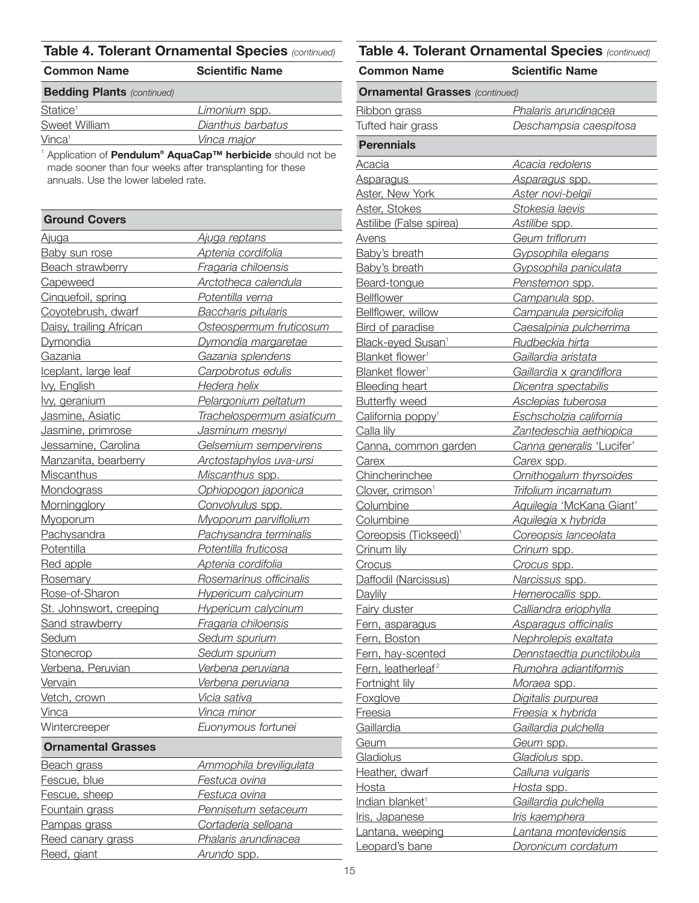## Table 4. Tolerant Ornamental Species *(continued)*

| Common Name | Scientific Name |
|---|---|
| **Bedding Plants** *(continued)* | |
| Statice[1] | *Limonium* spp. |
| Sweet William | *Dianthus barbatus* |
| Vinca[1] | *Vinca major* |

[1] Application of **Pendulum® AquaCap™ herbicide** should not be made sooner than four weeks after transplanting for these annuals. Use the lower labeled rate.

| Common Name | Scientific Name |
|---|---|
| **Ground Covers** | |
| Ajuga | *Ajuga reptans* |
| Baby sun rose | *Aptenia cordifolia* |
| Beach strawberry | *Fragaria chiloensis* |
| Capeweed | *Arctotheca calendula* |
| Cinquefoil, spring | *Potentilla verna* |
| Coyotebrush, dwarf | *Baccharis pitularis* |
| Daisy, trailing African | *Osteospermum fruticosum* |
| Dymondia | *Dymondia margaretae* |
| Gazania | *Gazania splendens* |
| Iceplant, large leaf | *Carpobrotus edulis* |
| Ivy, English | *Hedera helix* |
| Ivy, geranium | *Pelargonium peltatum* |
| Jasmine, Asiatic | *Trachelospermum asiaticum* |
| Jasmine, primrose | *Jasminum mesnyi* |
| Jessamine, Carolina | *Gelsemium sempervirens* |
| Manzanita, bearberry | *Arctostaphylos uva-ursi* |
| Miscanthus | *Miscanthus* spp. |
| Mondograss | *Ophiopogon japonica* |
| Morningglory | *Convolvulus* spp. |
| Myoporum | *Myoporum parviflolium* |
| Pachysandra | *Pachysandra terminalis* |
| Potentilla | *Potentilla fruticosa* |
| Red apple | *Aptenia cordifolia* |
| Rosemary | *Rosemarinus officinalis* |
| Rose-of-Sharon | *Hypericum calycinum* |
| St. Johnswort, creeping | *Hypericum calycinum* |
| Sand strawberry | *Fragaria chiloensis* |
| Sedum | *Sedum spurium* |
| Stonecrop | *Sedum spurium* |
| Verbena, Peruvian | *Verbena peruviana* |
| Vervain | *Verbena peruviana* |
| Vetch, crown | *Vicia sativa* |
| Vinca | *Vinca minor* |
| Wintercreeper | *Euonymous fortunei* |
| **Ornamental Grasses** | |
| Beach grass | *Ammophila breviligulata* |
| Fescue, blue | *Festuca ovina* |
| Fescue, sheep | *Festuca ovina* |
| Fountain grass | *Pennisetum setaceum* |
| Pampas grass | *Cortaderia selloana* |
| Reed canary grass | *Phalaris arundinacea* |
| Reed, giant | *Arundo* spp. |
| Ribbon grass | *Phalaris arundinacea* |
| Tufted hair grass | *Deschampsia caespitosa* |
| **Perennials** | |
| Acacia | *Acacia redolens* |
| Asparagus | *Asparagus* spp. |
| Aster, New York | *Aster novi-belgii* |
| Aster, Stokes | *Stokesia laevis* |
| Astilibe (False spirea) | *Astilibe* spp. |
| Avens | *Geum triflorum* |
| Baby's breath | *Gypsophila elegans* |
| Baby's breath | *Gypsophila paniculata* |
| Beard-tongue | *Penstemon* spp. |
| Bellflower | *Campanula* spp. |
| Bellflower, willow | *Campanula persicifolia* |
| Bird of paradise | *Caesalpinia pulcherrima* |
| Black-eyed Susan[1] | *Rudbeckia hirta* |
| Blanket flower[1] | *Gaillardia aristata* |
| Blanket flower[1] | *Gaillardia* x *grandiflora* |
| Bleeding heart | *Dicentra spectabilis* |
| Butterfly weed | *Asclepias tuberosa* |
| California poppy[1] | *Eschscholzia californica* |
| Calla lily | *Zantedeschia aethiopica* |
| Canna, common garden | *Canna generalis* 'Lucifer' |
| Carex | *Carex* spp. |
| Chincherinchee | *Ornithogalum thyrsoides* |
| Clover, crimson[1] | *Trifolium incarnatum* |
| Columbine | *Aquilegia* 'McKana Giant' |
| Columbine | *Aquilegia* x *hybrida* |
| Coreopsis (Tickseed)[1] | *Coreopsis lanceolata* |
| Crinum lily | *Crinum* spp. |
| Crocus | *Crocus* spp. |
| Daffodil (Narcissus) | *Narcissus* spp. |
| Daylily | *Hemerocallis* spp. |
| Fairy duster | *Calliandra eriophylla* |
| Fern, asparagus | *Asparagus officinalis* |
| Fern, Boston | *Nephrolepis exaltata* |
| Fern, hay-scented | *Dennstaedtia punctilobula* |
| Fern, leatherleaf[2] | *Rumohra adiantiformis* |
| Fortnight lily | *Moraea* spp. |
| Foxglove | *Digitalis purpurea* |
| Freesia | *Freesia* x *hybrida* |
| Gaillardia | *Gaillardia pulchella* |
| Geum | *Geum* spp. |
| Gladiolus | *Gladiolus* spp. |
| Heather, dwarf | *Calluna vulgaris* |
| Hosta | *Hosta* spp. |
| Indian blanket[1] | *Gaillardia pulchella* |
| Iris, Japanese | *Iris kaemphera* |
| Lantana, weeping | *Lantana montevidensis* |
| Leopard's bane | *Doronicum cordatum* |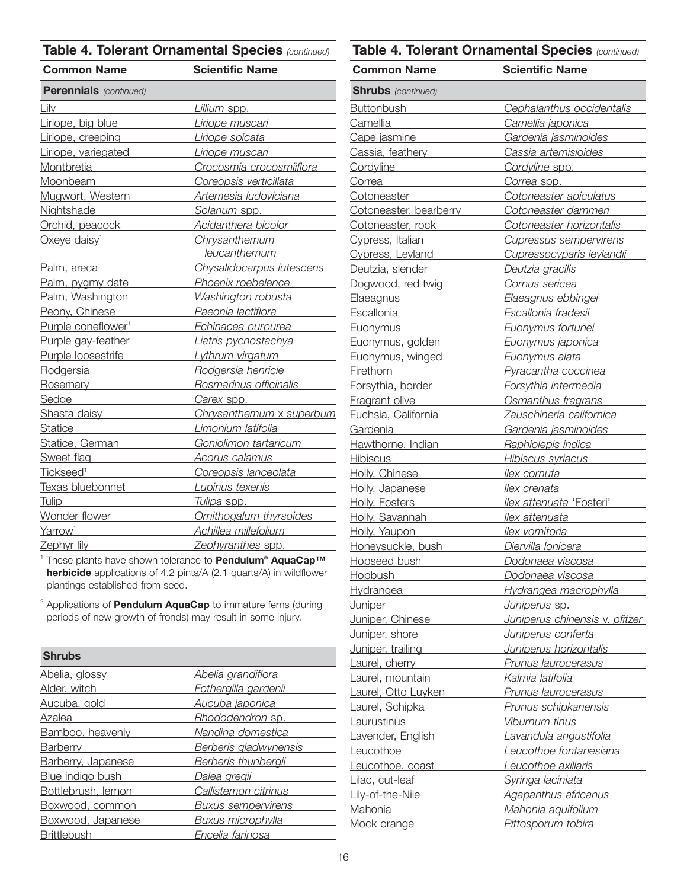## Table 4. Tolerant Ornamental Species *(continued)*

| Common Name | Scientific Name |
|---|---|
| **Perennials** *(continued)* | |
| Lily | *Lillium* spp. |
| Liriope, big blue | *Liriope muscari* |
| Liriope, creeping | *Liriope spicata* |
| Liriope, variegated | *Liriope muscari* |
| Montbretia | *Crocosmia crocosmiiflora* |
| Moonbeam | *Coreopsis verticillata* |
| Mugwort, Western | *Artemesia ludoviciana* |
| Nightshade | *Solanum* spp. |
| Orchid, peacock | *Acidanthera bicolor* |
| Oxeye daisy[1] | *Chrysanthemum leucanthemum* |
| Palm, areca | *Chysalidocarpus lutescens* |
| Palm, pygmy date | *Phoenix roebelence* |
| Palm, Washington | *Washington robusta* |
| Peony, Chinese | *Paeonia lactiflora* |
| Purple coneflower[1] | *Echinacea purpurea* |
| Purple gay-feather | *Liatris pycnostachya* |
| Purple loosestrife | *Lythrum virgatum* |
| Rodgersia | *Rodgersia henricie* |
| Rosemary | *Rosmarinus officinalis* |
| Sedge | *Carex* spp. |
| Shasta daisy[1] | *Chrysanthemum* x *superbum* |
| Statice | *Limonium latifolia* |
| Statice, German | *Goniolimon tartaricum* |
| Sweet flag | *Acorus calamus* |
| Tickseed[1] | *Coreopsis lanceolata* |
| Texas bluebonnet | *Lupinus texenis* |
| Tulip | *Tulipa* spp. |
| Wonder flower | *Ornithogalum thyrsoides* |
| Yarrow[1] | *Achillea millefolium* |
| Zephyr lily | *Zephyranthes* spp. |

[1] These plants have shown tolerance to **Pendulum® AquaCap™ herbicide** applications of 4.2 pints/A (2.1 quarts/A) in wildflower plantings established from seed.

[2] Applications of **Pendulum AquaCap** to immature ferns (during periods of new growth of fronds) may result in some injury.

| Common Name | Scientific Name |
|---|---|
| **Shrubs** | |
| Abelia, glossy | *Abelia grandiflora* |
| Alder, witch | *Fothergilla gardenii* |
| Aucuba, gold | *Aucuba japonica* |
| Azalea | *Rhododendron* sp. |
| Bamboo, heavenly | *Nandina domestica* |
| Barberry | *Berberis gladwynensis* |
| Barberry, Japanese | *Berberis thunbergii* |
| Blue indigo bush | *Dalea gregii* |
| Bottlebrush, lemon | *Callistemon citrinus* |
| Boxwood, common | *Buxus sempervirens* |
| Boxwood, Japanese | *Buxus microphylla* |
| Brittlebush | *Encelia farinosa* |
| Buttonbush | *Cephalanthus occidentalis* |
| Camellia | *Camellia japonica* |
| Cape jasmine | *Gardenia jasminoides* |
| Cassia, feathery | *Cassia artemisioides* |
| Cordyline | *Cordyline* spp. |
| Correa | *Correa* spp. |
| Cotoneaster | *Cotoneaster apiculatus* |
| Cotoneaster, bearberry | *Cotoneaster dammeri* |
| Cotoneaster, rock | *Cotoneaster horizontalis* |
| Cypress, Italian | *Cupressus sempervirens* |
| Cypress, Leyland | *Cupressocyparis leylandii* |
| Deutzia, slender | *Deutzia gracilis* |
| Dogwood, red twig | *Cornus sericea* |
| Elaeagnus | *Elaeagnus ebbingei* |
| Escallonia | *Escallonia fradesii* |
| Euonymus | *Euonymus fortunei* |
| Euonymus, golden | *Euonymus japonica* |
| Euonymus, winged | *Euonymus alata* |
| Firethorn | *Pyracantha coccinea* |
| Forsythia, border | *Forsythia intermedia* |
| Fragrant olive | *Osmanthus fragrans* |
| Fuchsia, California | *Zauschineria californica* |
| Gardenia | *Gardenia jasminoides* |
| Hawthorne, Indian | *Raphiolepis indica* |
| Hibiscus | *Hibiscus syriacus* |
| Holly, Chinese | *Ilex cornuta* |
| Holly, Japanese | *Ilex crenata* |
| Holly, Fosters | *Ilex attenuata* 'Fosteri' |
| Holly, Savannah | *Ilex attenuata* |
| Holly, Yaupon | *Ilex vomitoria* |
| Honeysuckle, bush | *Diervilla lonicera* |
| Hopseed bush | *Dodonaea viscosa* |
| Hopbush | *Dodonaea viscosa* |
| Hydrangea | *Hydrangea macrophylla* |
| Juniper | *Juniperus* sp. |
| Juniper, Chinese | *Juniperus chinensis* v. *pfitzer* |
| Juniper, shore | *Juniperus conferta* |
| Juniper, trailing | *Juniperus horizontalis* |
| Laurel, cherry | *Prunus laurocerasus* |
| Laurel, mountain | *Kalmia latifolia* |
| Laurel, Otto Luyken | *Prunus laurocerasus* |
| Laurel, Schipka | *Prunus schipkanensis* |
| Laurustinus | *Viburnum tinus* |
| Lavender, English | *Lavandula angustifolia* |
| Leucothoe | *Leucothoe fontanesiana* |
| Leucothoe, coast | *Leucothoe axillaris* |
| Lilac, cut-leaf | *Syringa laciniata* |
| Lily-of-the-Nile | *Agapanthus africanus* |
| Mahonia | *Mahonia aquifolium* |
| Mock orange | *Pittosporum tobira* |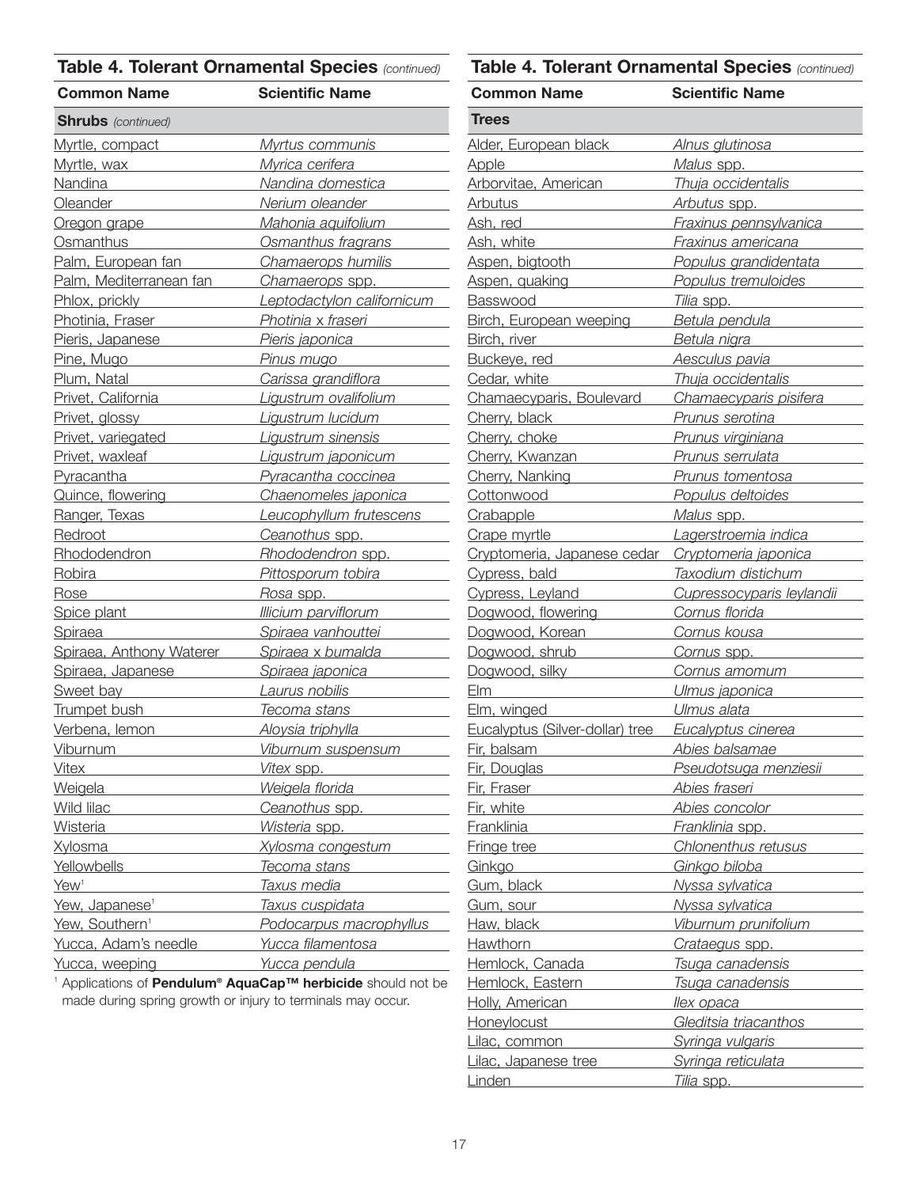### Table 4. Tolerant Ornamental Species *(continued)*

| Common Name | Scientific Name |
|---|---|
| **Shrubs** *(continued)* | |
| Myrtle, compact | *Myrtus communis* |
| Myrtle, wax | *Myrica cerifera* |
| Nandina | *Nandina domestica* |
| Oleander | *Nerium oleander* |
| Oregon grape | *Mahonia aquifolium* |
| Osmanthus | *Osmanthus fragrans* |
| Palm, European fan | *Chamaerops humilis* |
| Palm, Mediterranean fan | *Chamaerops* spp. |
| Phlox, prickly | *Leptodactylon californicum* |
| Photinia, Fraser | *Photinia* x *fraseri* |
| Pieris, Japanese | *Pieris japonica* |
| Pine, Mugo | *Pinus mugo* |
| Plum, Natal | *Carissa grandiflora* |
| Privet, California | *Ligustrum ovalifolium* |
| Privet, glossy | *Ligustrum lucidum* |
| Privet, variegated | *Ligustrum sinensis* |
| Privet, waxleaf | *Ligustrum japonicum* |
| Pyracantha | *Pyracantha coccinea* |
| Quince, flowering | *Chaenomeles japonica* |
| Ranger, Texas | *Leucophyllum frutescens* |
| Redroot | *Ceanothus* spp. |
| Rhododendron | *Rhododendron* spp. |
| Robira | *Pittosporum tobira* |
| Rose | *Rosa* spp. |
| Spice plant | *Illicium parviflorum* |
| Spiraea | *Spiraea vanhouttei* |
| Spiraea, Anthony Waterer | *Spiraea* x *bumalda* |
| Spiraea, Japanese | *Spiraea japonica* |
| Sweet bay | *Laurus nobilis* |
| Trumpet bush | *Tecoma stans* |
| Verbena, lemon | *Aloysia triphylla* |
| Viburnum | *Viburnum suspensum* |
| Vitex | *Vitex* spp. |
| Weigela | *Weigela florida* |
| Wild lilac | *Ceanothus* spp. |
| Wisteria | *Wisteria* spp. |
| Xylosma | *Xylosma congestum* |
| Yellowbells | *Tecoma stans* |
| Yew[1] | *Taxus media* |
| Yew, Japanese[1] | *Taxus cuspidata* |
| Yew, Southern[1] | *Podocarpus macrophyllus* |
| Yucca, Adam's needle | *Yucca filamentosa* |
| Yucca, weeping | *Yucca pendula* |

[1] Applications of **Pendulum® AquaCap™ herbicide** should not be made during spring growth or injury to terminals may occur.

### Table 4. Tolerant Ornamental Species *(continued)*

| Common Name | Scientific Name |
|---|---|
| **Trees** | |
| Alder, European black | *Alnus glutinosa* |
| Apple | *Malus* spp. |
| Arborvitae, American | *Thuja occidentalis* |
| Arbutus | *Arbutus* spp. |
| Ash, red | *Fraxinus pennsylvanica* |
| Ash, white | *Fraxinus americana* |
| Aspen, bigtooth | *Populus grandidentata* |
| Aspen, quaking | *Populus tremuloides* |
| Basswood | *Tilia* spp. |
| Birch, European weeping | *Betula pendula* |
| Birch, river | *Betula nigra* |
| Buckeye, red | *Aesculus pavia* |
| Cedar, white | *Thuja occidentalis* |
| Chamaecyparis, Boulevard | *Chamaecyparis pisifera* |
| Cherry, black | *Prunus serotina* |
| Cherry, choke | *Prunus virginiana* |
| Cherry, Kwanzan | *Prunus serrulata* |
| Cherry, Nanking | *Prunus tomentosa* |
| Cottonwood | *Populus deltoides* |
| Crabapple | *Malus* spp. |
| Crape myrtle | *Lagerstroemia indica* |
| Cryptomeria, Japanese cedar | *Cryptomeria japonica* |
| Cypress, bald | *Taxodium distichum* |
| Cypress, Leyland | *Cupressocyparis leylandii* |
| Dogwood, flowering | *Cornus florida* |
| Dogwood, Korean | *Cornus kousa* |
| Dogwood, shrub | *Cornus* spp. |
| Dogwood, silky | *Cornus amomum* |
| Elm | *Ulmus japonica* |
| Elm, winged | *Ulmus alata* |
| Eucalyptus (Silver-dollar) tree | *Eucalyptus cinerea* |
| Fir, balsam | *Abies balsamae* |
| Fir, Douglas | *Pseudotsuga menziesii* |
| Fir, Fraser | *Abies fraseri* |
| Fir, white | *Abies concolor* |
| Franklinia | *Franklinia* spp. |
| Fringe tree | *Chlonenthus retusus* |
| Ginkgo | *Ginkgo biloba* |
| Gum, black | *Nyssa sylvatica* |
| Gum, sour | *Nyssa sylvatica* |
| Haw, black | *Viburnum prunifolium* |
| Hawthorn | *Crataegus* spp. |
| Hemlock, Canada | *Tsuga canadensis* |
| Hemlock, Eastern | *Tsuga canadensis* |
| Holly, American | *Ilex opaca* |
| Honeylocust | *Gleditsia triacanthos* |
| Lilac, common | *Syringa vulgaris* |
| Lilac, Japanese tree | *Syringa reticulata* |
| Linden | *Tilia* spp. |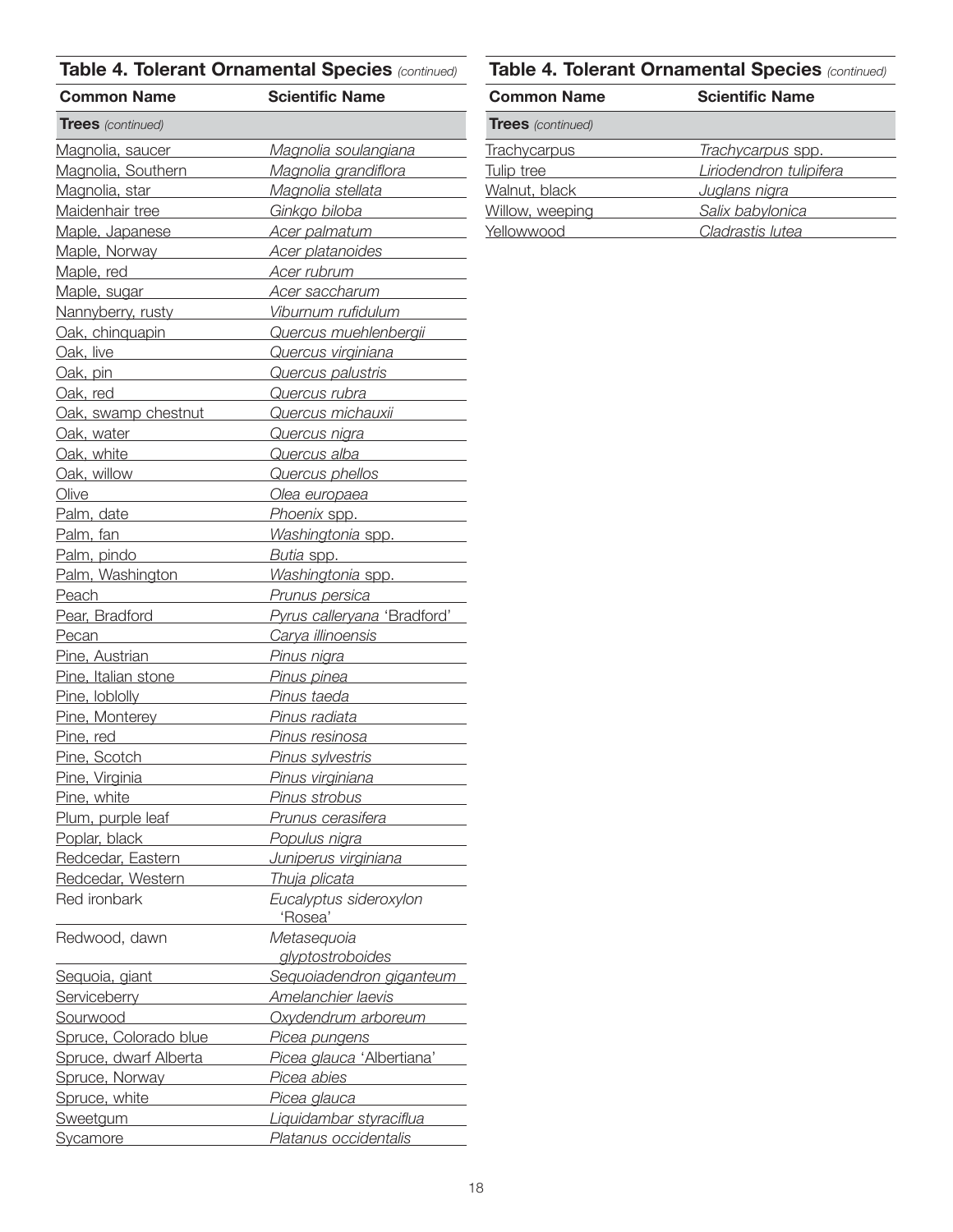## Table 4. Tolerant Ornamental Species *(continued)*

| Common Name | Scientific Name |
|---|---|
| **Trees** *(continued)* | |
| Magnolia, saucer | *Magnolia soulangiana* |
| Magnolia, Southern | *Magnolia grandiflora* |
| Magnolia, star | *Magnolia stellata* |
| Maidenhair tree | *Ginkgo biloba* |
| Maple, Japanese | *Acer palmatum* |
| Maple, Norway | *Acer platanoides* |
| Maple, red | *Acer rubrum* |
| Maple, sugar | *Acer saccharum* |
| Nannyberry, rusty | *Viburnum rufidulum* |
| Oak, chinquapin | *Quercus muehlenbergii* |
| Oak, live | *Quercus virginiana* |
| Oak, pin | *Quercus palustris* |
| Oak, red | *Quercus rubra* |
| Oak, swamp chestnut | *Quercus michauxii* |
| Oak, water | *Quercus nigra* |
| Oak, white | *Quercus alba* |
| Oak, willow | *Quercus phellos* |
| Olive | *Olea europaea* |
| Palm, date | *Phoenix* spp. |
| Palm, fan | *Washingtonia* spp. |
| Palm, pindo | *Butia* spp. |
| Palm, Washington | *Washingtonia* spp. |
| Peach | *Prunus persica* |
| Pear, Bradford | *Pyrus calleryana* 'Bradford' |
| Pecan | *Carya illinoensis* |
| Pine, Austrian | *Pinus nigra* |
| Pine, Italian stone | *Pinus pinea* |
| Pine, loblolly | *Pinus taeda* |
| Pine, Monterey | *Pinus radiata* |
| Pine, red | *Pinus resinosa* |
| Pine, Scotch | *Pinus sylvestris* |
| Pine, Virginia | *Pinus virginiana* |
| Pine, white | *Pinus strobus* |
| Plum, purple leaf | *Prunus cerasifera* |
| Poplar, black | *Populus nigra* |
| Redcedar, Eastern | *Juniperus virginiana* |
| Redcedar, Western | *Thuja plicata* |
| Red ironbark | *Eucalyptus sideroxylon* 'Rosea' |
| Redwood, dawn | *Metasequoia glyptostroboides* |
| Sequoia, giant | *Sequoiadendron giganteum* |
| Serviceberry | *Amelanchier laevis* |
| Sourwood | *Oxydendrum arboreum* |
| Spruce, Colorado blue | *Picea pungens* |
| Spruce, dwarf Alberta | *Picea glauca* 'Albertiana' |
| Spruce, Norway | *Picea abies* |
| Spruce, white | *Picea glauca* |
| Sweetgum | *Liquidambar styraciflua* |
| Sycamore | *Platanus occidentalis* |
| Trachycarpus | *Trachycarpus* spp. |
| Tulip tree | *Liriodendron tulipifera* |
| Walnut, black | *Juglans nigra* |
| Willow, weeping | *Salix babylonica* |
| Yellowwood | *Cladrastis lutea* |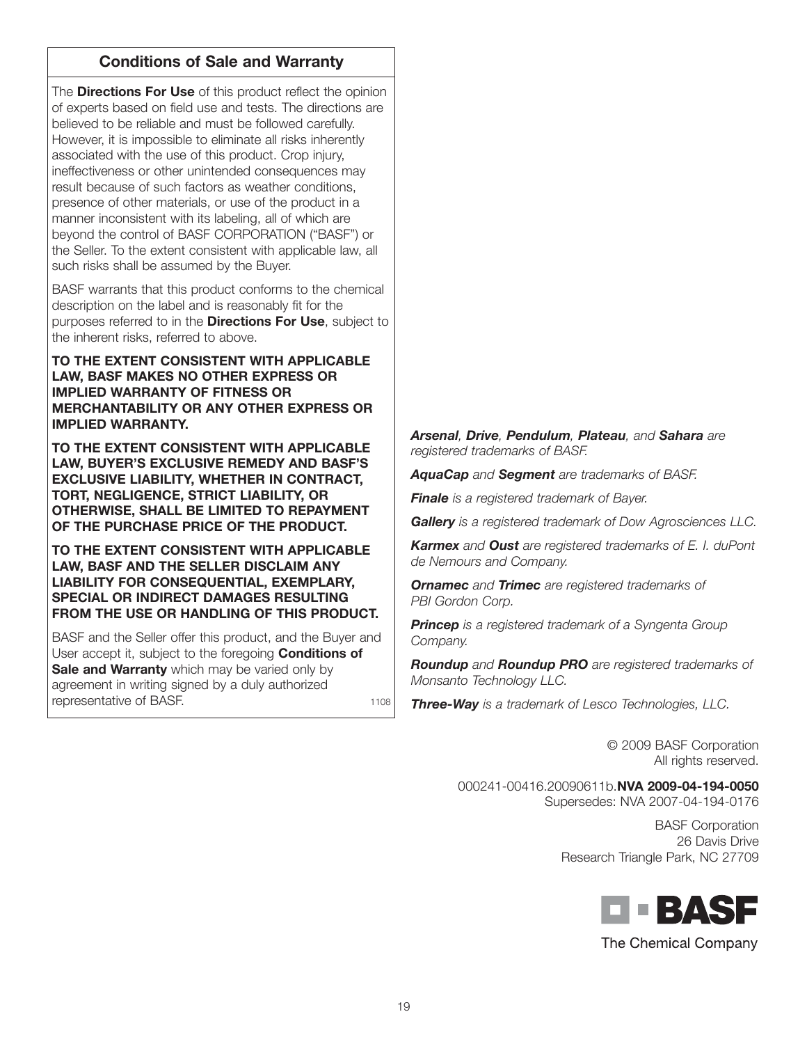## Conditions of Sale and Warranty

The **Directions For Use** of this product reflect the opinion of experts based on field use and tests. The directions are believed to be reliable and must be followed carefully. However, it is impossible to eliminate all risks inherently associated with the use of this product. Crop injury, ineffectiveness or other unintended consequences may result because of such factors as weather conditions, presence of other materials, or use of the product in a manner inconsistent with its labeling, all of which are beyond the control of BASF CORPORATION ("BASF") or the Seller. To the extent consistent with applicable law, all such risks shall be assumed by the Buyer.

BASF warrants that this product conforms to the chemical description on the label and is reasonably fit for the purposes referred to in the **Directions For Use**, subject to the inherent risks, referred to above.

**TO THE EXTENT CONSISTENT WITH APPLICABLE LAW, BASF MAKES NO OTHER EXPRESS OR IMPLIED WARRANTY OF FITNESS OR MERCHANTABILITY OR ANY OTHER EXPRESS OR IMPLIED WARRANTY.**

**TO THE EXTENT CONSISTENT WITH APPLICABLE LAW, BUYER'S EXCLUSIVE REMEDY AND BASF'S EXCLUSIVE LIABILITY, WHETHER IN CONTRACT, TORT, NEGLIGENCE, STRICT LIABILITY, OR OTHERWISE, SHALL BE LIMITED TO REPAYMENT OF THE PURCHASE PRICE OF THE PRODUCT.**

**TO THE EXTENT CONSISTENT WITH APPLICABLE LAW, BASF AND THE SELLER DISCLAIM ANY LIABILITY FOR CONSEQUENTIAL, EXEMPLARY, SPECIAL OR INDIRECT DAMAGES RESULTING FROM THE USE OR HANDLING OF THIS PRODUCT.**

BASF and the Seller offer this product, and the Buyer and User accept it, subject to the foregoing **Conditions of Sale and Warranty** which may be varied only by agreement in writing signed by a duly authorized representative of BASF.

1108

***Arsenal**, **Drive**, **Pendulum**, **Plateau**, and **Sahara** are registered trademarks of BASF.*

***AquaCap** and **Segment** are trademarks of BASF.*

***Finale** is a registered trademark of Bayer.*

***Gallery** is a registered trademark of Dow Agrosciences LLC.*

***Karmex** and **Oust** are registered trademarks of E. I. duPont de Nemours and Company.*

***Ornamec** and **Trimec** are registered trademarks of PBI Gordon Corp.*

***Princep** is a registered trademark of a Syngenta Group Company.*

***Roundup** and **Roundup PRO** are registered trademarks of Monsanto Technology LLC.*

***Three-Way** is a trademark of Lesco Technologies, LLC.*

© 2009 BASF Corporation
All rights reserved.

000241-00416.20090611b.**NVA 2009-04-194-0050**
Supersedes: NVA 2007-04-194-0176

BASF Corporation
26 Davis Drive
Research Triangle Park, NC 27709

BASF
The Chemical Company